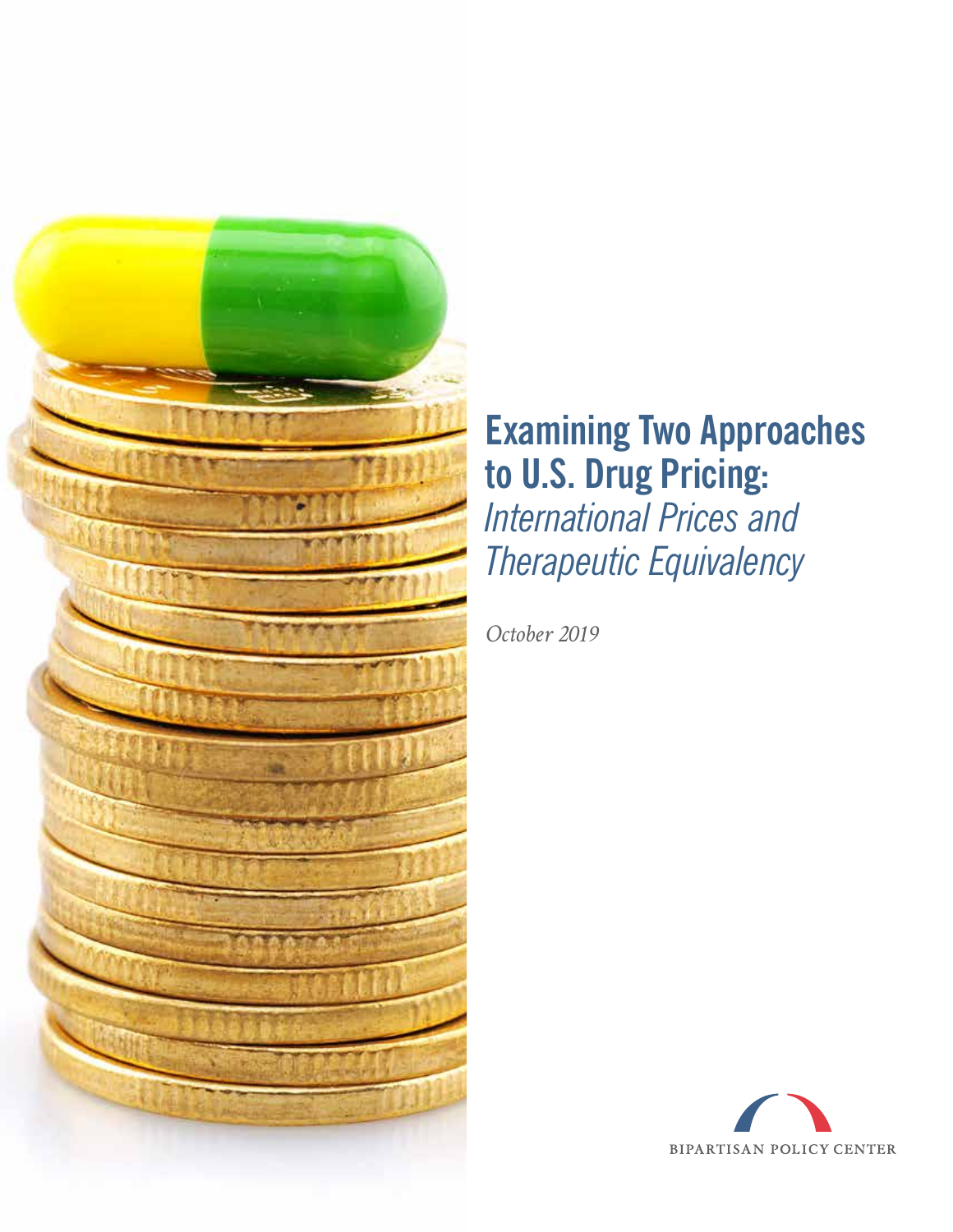# Examining Two Approaches to U.S. Drug Pricing: *International Prices and Therapeutic Equivalency*

*October 2019*

BIPARTISAN POLICY CENTER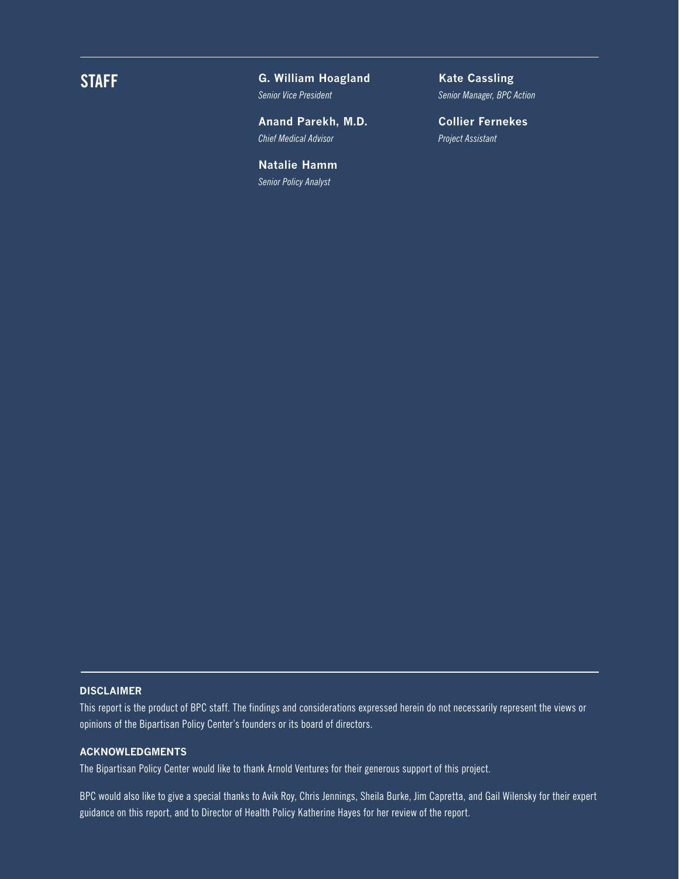## STAFF

**G. William Hoagland**
*Senior Vice President*

**Anand Parekh, M.D.**
*Chief Medical Advisor*

**Natalie Hamm**
*Senior Policy Analyst*

**Kate Cassling**
*Senior Manager, BPC Action*

**Collier Fernekes**
*Project Assistant*

### DISCLAIMER

This report is the product of BPC staff. The findings and considerations expressed herein do not necessarily represent the views or opinions of the Bipartisan Policy Center's founders or its board of directors.

### ACKNOWLEDGMENTS

The Bipartisan Policy Center would like to thank Arnold Ventures for their generous support of this project.

BPC would also like to give a special thanks to Avik Roy, Chris Jennings, Sheila Burke, Jim Capretta, and Gail Wilensky for their expert guidance on this report, and to Director of Health Policy Katherine Hayes for her review of the report.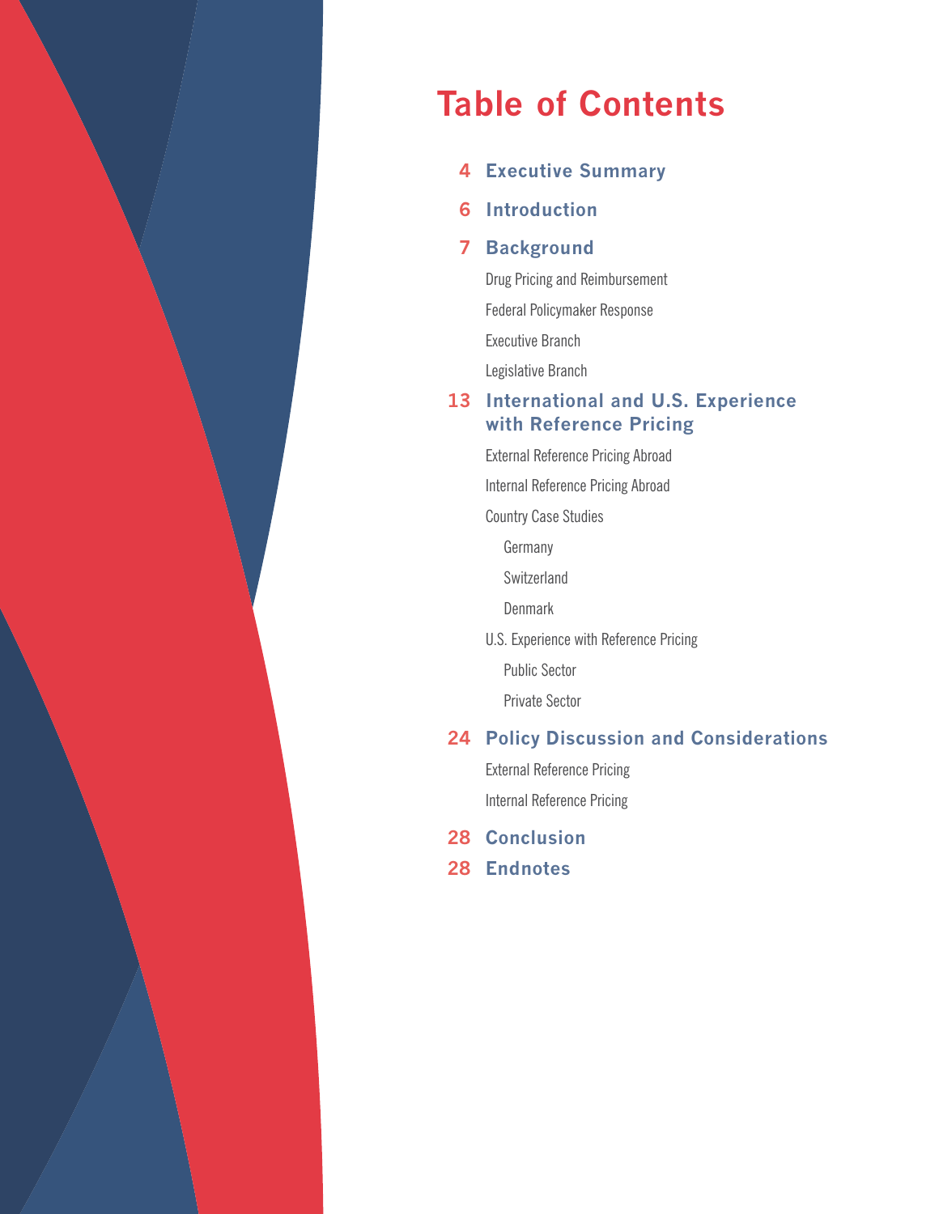# Table of Contents

- **4 Executive Summary**
- **6 Introduction**
- **7 Background**
  - Drug Pricing and Reimbursement
  - Federal Policymaker Response
  - Executive Branch
  - Legislative Branch
- **13 International and U.S. Experience with Reference Pricing**
  - External Reference Pricing Abroad
  - Internal Reference Pricing Abroad
  - Country Case Studies
    - Germany
    - Switzerland
    - Denmark
  - U.S. Experience with Reference Pricing
    - Public Sector
    - Private Sector
- **24 Policy Discussion and Considerations**
  - External Reference Pricing
  - Internal Reference Pricing
- **28 Conclusion**
- **28 Endnotes**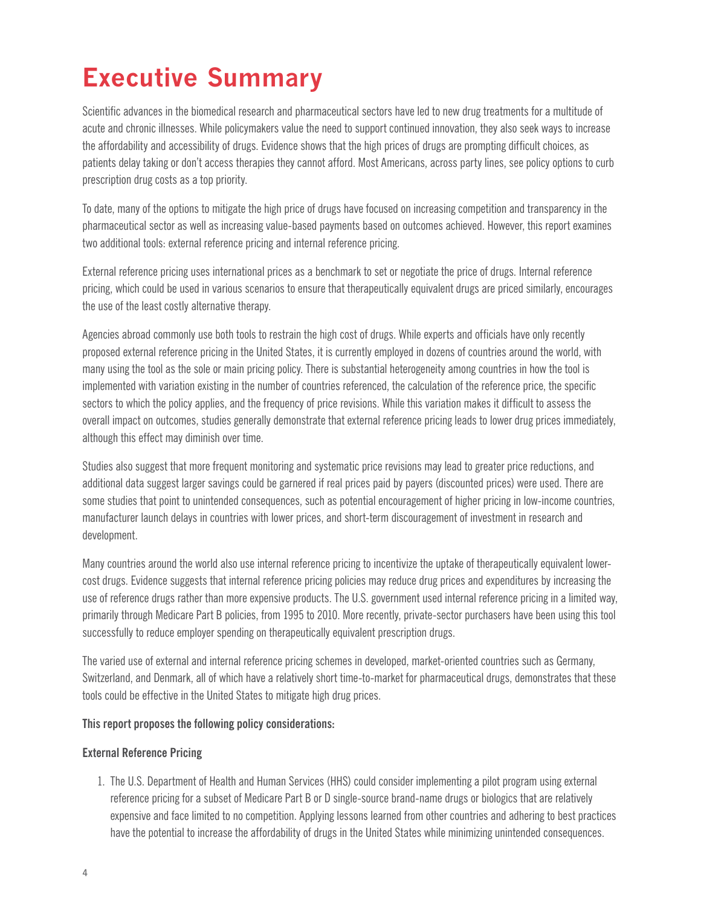# Executive Summary

Scientific advances in the biomedical research and pharmaceutical sectors have led to new drug treatments for a multitude of acute and chronic illnesses. While policymakers value the need to support continued innovation, they also seek ways to increase the affordability and accessibility of drugs. Evidence shows that the high prices of drugs are prompting difficult choices, as patients delay taking or don't access therapies they cannot afford. Most Americans, across party lines, see policy options to curb prescription drug costs as a top priority.

To date, many of the options to mitigate the high price of drugs have focused on increasing competition and transparency in the pharmaceutical sector as well as increasing value-based payments based on outcomes achieved. However, this report examines two additional tools: external reference pricing and internal reference pricing.

External reference pricing uses international prices as a benchmark to set or negotiate the price of drugs. Internal reference pricing, which could be used in various scenarios to ensure that therapeutically equivalent drugs are priced similarly, encourages the use of the least costly alternative therapy.

Agencies abroad commonly use both tools to restrain the high cost of drugs. While experts and officials have only recently proposed external reference pricing in the United States, it is currently employed in dozens of countries around the world, with many using the tool as the sole or main pricing policy. There is substantial heterogeneity among countries in how the tool is implemented with variation existing in the number of countries referenced, the calculation of the reference price, the specific sectors to which the policy applies, and the frequency of price revisions. While this variation makes it difficult to assess the overall impact on outcomes, studies generally demonstrate that external reference pricing leads to lower drug prices immediately, although this effect may diminish over time.

Studies also suggest that more frequent monitoring and systematic price revisions may lead to greater price reductions, and additional data suggest larger savings could be garnered if real prices paid by payers (discounted prices) were used. There are some studies that point to unintended consequences, such as potential encouragement of higher pricing in low-income countries, manufacturer launch delays in countries with lower prices, and short-term discouragement of investment in research and development.

Many countries around the world also use internal reference pricing to incentivize the uptake of therapeutically equivalent lower-cost drugs. Evidence suggests that internal reference pricing policies may reduce drug prices and expenditures by increasing the use of reference drugs rather than more expensive products. The U.S. government used internal reference pricing in a limited way, primarily through Medicare Part B policies, from 1995 to 2010. More recently, private-sector purchasers have been using this tool successfully to reduce employer spending on therapeutically equivalent prescription drugs.

The varied use of external and internal reference pricing schemes in developed, market-oriented countries such as Germany, Switzerland, and Denmark, all of which have a relatively short time-to-market for pharmaceutical drugs, demonstrates that these tools could be effective in the United States to mitigate high drug prices.

**This report proposes the following policy considerations:**

**External Reference Pricing**

1. The U.S. Department of Health and Human Services (HHS) could consider implementing a pilot program using external reference pricing for a subset of Medicare Part B or D single-source brand-name drugs or biologics that are relatively expensive and face limited to no competition. Applying lessons learned from other countries and adhering to best practices have the potential to increase the affordability of drugs in the United States while minimizing unintended consequences.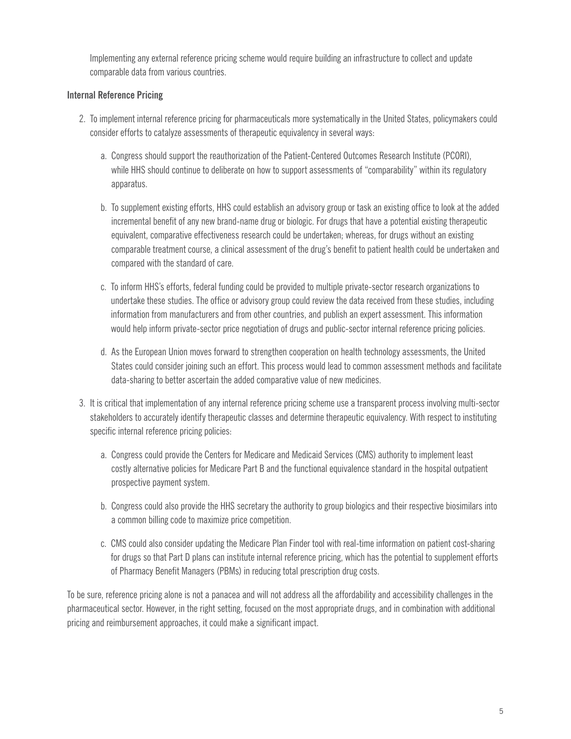Implementing any external reference pricing scheme would require building an infrastructure to collect and update comparable data from various countries.

**Internal Reference Pricing**

2. To implement internal reference pricing for pharmaceuticals more systematically in the United States, policymakers could consider efforts to catalyze assessments of therapeutic equivalency in several ways:

    a. Congress should support the reauthorization of the Patient-Centered Outcomes Research Institute (PCORI), while HHS should continue to deliberate on how to support assessments of "comparability" within its regulatory apparatus.

    b. To supplement existing efforts, HHS could establish an advisory group or task an existing office to look at the added incremental benefit of any new brand-name drug or biologic. For drugs that have a potential existing therapeutic equivalent, comparative effectiveness research could be undertaken; whereas, for drugs without an existing comparable treatment course, a clinical assessment of the drug's benefit to patient health could be undertaken and compared with the standard of care.

    c. To inform HHS's efforts, federal funding could be provided to multiple private-sector research organizations to undertake these studies. The office or advisory group could review the data received from these studies, including information from manufacturers and from other countries, and publish an expert assessment. This information would help inform private-sector price negotiation of drugs and public-sector internal reference pricing policies.

    d. As the European Union moves forward to strengthen cooperation on health technology assessments, the United States could consider joining such an effort. This process would lead to common assessment methods and facilitate data-sharing to better ascertain the added comparative value of new medicines.

3. It is critical that implementation of any internal reference pricing scheme use a transparent process involving multi-sector stakeholders to accurately identify therapeutic classes and determine therapeutic equivalency. With respect to instituting specific internal reference pricing policies:

    a. Congress could provide the Centers for Medicare and Medicaid Services (CMS) authority to implement least costly alternative policies for Medicare Part B and the functional equivalence standard in the hospital outpatient prospective payment system.

    b. Congress could also provide the HHS secretary the authority to group biologics and their respective biosimilars into a common billing code to maximize price competition.

    c. CMS could also consider updating the Medicare Plan Finder tool with real-time information on patient cost-sharing for drugs so that Part D plans can institute internal reference pricing, which has the potential to supplement efforts of Pharmacy Benefit Managers (PBMs) in reducing total prescription drug costs.

To be sure, reference pricing alone is not a panacea and will not address all the affordability and accessibility challenges in the pharmaceutical sector. However, in the right setting, focused on the most appropriate drugs, and in combination with additional pricing and reimbursement approaches, it could make a significant impact.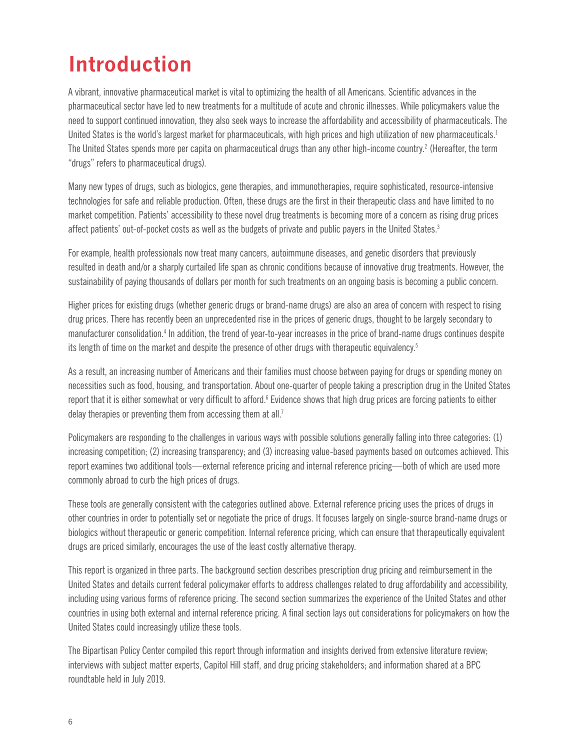# Introduction

A vibrant, innovative pharmaceutical market is vital to optimizing the health of all Americans. Scientific advances in the pharmaceutical sector have led to new treatments for a multitude of acute and chronic illnesses. While policymakers value the need to support continued innovation, they also seek ways to increase the affordability and accessibility of pharmaceuticals. The United States is the world's largest market for pharmaceuticals, with high prices and high utilization of new pharmaceuticals.[1] The United States spends more per capita on pharmaceutical drugs than any other high-income country.[2] (Hereafter, the term "drugs" refers to pharmaceutical drugs).

Many new types of drugs, such as biologics, gene therapies, and immunotherapies, require sophisticated, resource-intensive technologies for safe and reliable production. Often, these drugs are the first in their therapeutic class and have limited to no market competition. Patients' accessibility to these novel drug treatments is becoming more of a concern as rising drug prices affect patients' out-of-pocket costs as well as the budgets of private and public payers in the United States.[3]

For example, health professionals now treat many cancers, autoimmune diseases, and genetic disorders that previously resulted in death and/or a sharply curtailed life span as chronic conditions because of innovative drug treatments. However, the sustainability of paying thousands of dollars per month for such treatments on an ongoing basis is becoming a public concern.

Higher prices for existing drugs (whether generic drugs or brand-name drugs) are also an area of concern with respect to rising drug prices. There has recently been an unprecedented rise in the prices of generic drugs, thought to be largely secondary to manufacturer consolidation.[4] In addition, the trend of year-to-year increases in the price of brand-name drugs continues despite its length of time on the market and despite the presence of other drugs with therapeutic equivalency.[5]

As a result, an increasing number of Americans and their families must choose between paying for drugs or spending money on necessities such as food, housing, and transportation. About one-quarter of people taking a prescription drug in the United States report that it is either somewhat or very difficult to afford.[6] Evidence shows that high drug prices are forcing patients to either delay therapies or preventing them from accessing them at all.[7]

Policymakers are responding to the challenges in various ways with possible solutions generally falling into three categories: (1) increasing competition; (2) increasing transparency; and (3) increasing value-based payments based on outcomes achieved. This report examines two additional tools—external reference pricing and internal reference pricing—both of which are used more commonly abroad to curb the high prices of drugs.

These tools are generally consistent with the categories outlined above. External reference pricing uses the prices of drugs in other countries in order to potentially set or negotiate the price of drugs. It focuses largely on single-source brand-name drugs or biologics without therapeutic or generic competition. Internal reference pricing, which can ensure that therapeutically equivalent drugs are priced similarly, encourages the use of the least costly alternative therapy.

This report is organized in three parts. The background section describes prescription drug pricing and reimbursement in the United States and details current federal policymaker efforts to address challenges related to drug affordability and accessibility, including using various forms of reference pricing. The second section summarizes the experience of the United States and other countries in using both external and internal reference pricing. A final section lays out considerations for policymakers on how the United States could increasingly utilize these tools.

The Bipartisan Policy Center compiled this report through information and insights derived from extensive literature review; interviews with subject matter experts, Capitol Hill staff, and drug pricing stakeholders; and information shared at a BPC roundtable held in July 2019.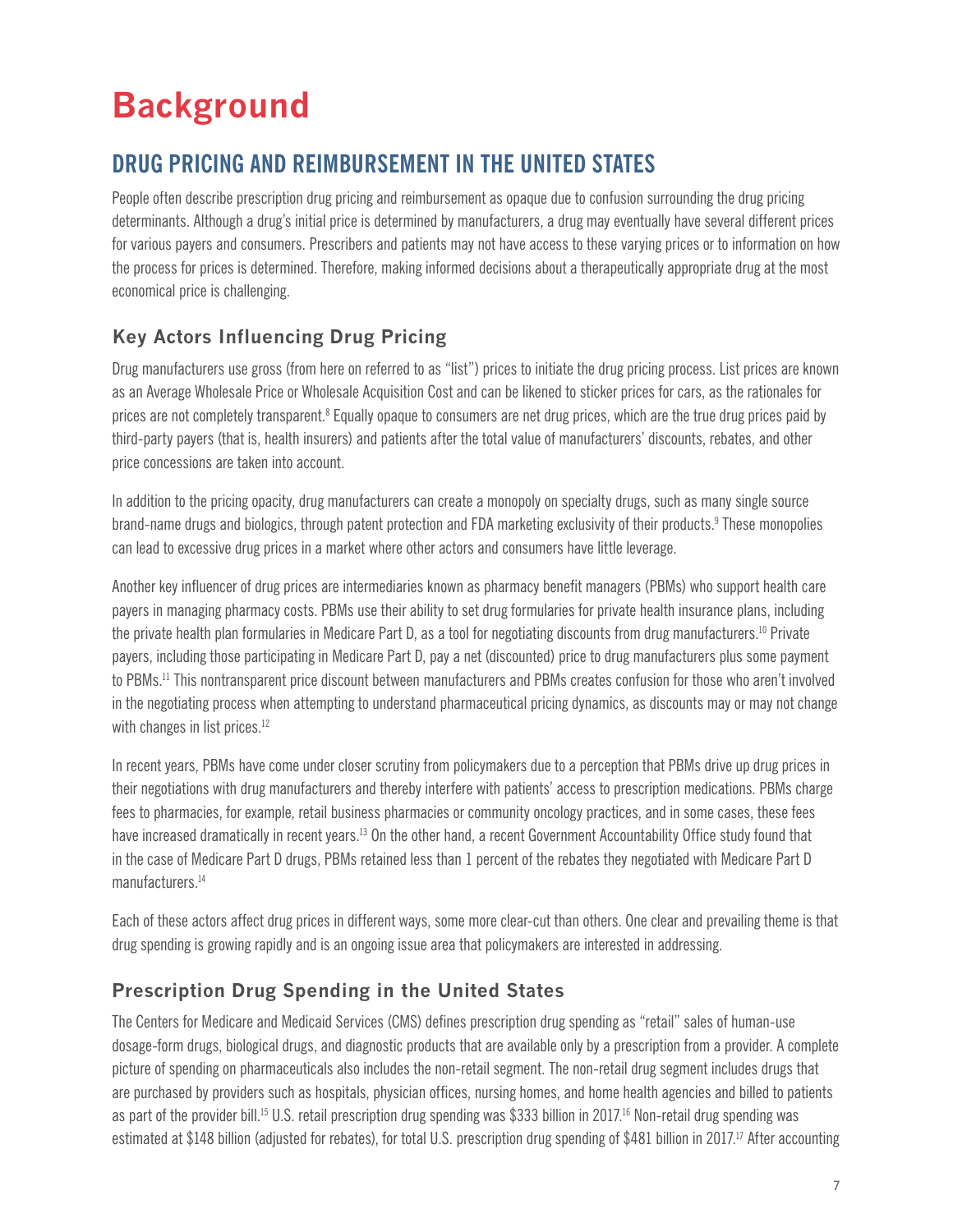# Background

## DRUG PRICING AND REIMBURSEMENT IN THE UNITED STATES

People often describe prescription drug pricing and reimbursement as opaque due to confusion surrounding the drug pricing determinants. Although a drug's initial price is determined by manufacturers, a drug may eventually have several different prices for various payers and consumers. Prescribers and patients may not have access to these varying prices or to information on how the process for prices is determined. Therefore, making informed decisions about a therapeutically appropriate drug at the most economical price is challenging.

### Key Actors Influencing Drug Pricing

Drug manufacturers use gross (from here on referred to as "list") prices to initiate the drug pricing process. List prices are known as an Average Wholesale Price or Wholesale Acquisition Cost and can be likened to sticker prices for cars, as the rationales for prices are not completely transparent.[8] Equally opaque to consumers are net drug prices, which are the true drug prices paid by third-party payers (that is, health insurers) and patients after the total value of manufacturers' discounts, rebates, and other price concessions are taken into account.

In addition to the pricing opacity, drug manufacturers can create a monopoly on specialty drugs, such as many single source brand-name drugs and biologics, through patent protection and FDA marketing exclusivity of their products.[9] These monopolies can lead to excessive drug prices in a market where other actors and consumers have little leverage.

Another key influencer of drug prices are intermediaries known as pharmacy benefit managers (PBMs) who support health care payers in managing pharmacy costs. PBMs use their ability to set drug formularies for private health insurance plans, including the private health plan formularies in Medicare Part D, as a tool for negotiating discounts from drug manufacturers.[10] Private payers, including those participating in Medicare Part D, pay a net (discounted) price to drug manufacturers plus some payment to PBMs.[11] This nontransparent price discount between manufacturers and PBMs creates confusion for those who aren't involved in the negotiating process when attempting to understand pharmaceutical pricing dynamics, as discounts may or may not change with changes in list prices.[12]

In recent years, PBMs have come under closer scrutiny from policymakers due to a perception that PBMs drive up drug prices in their negotiations with drug manufacturers and thereby interfere with patients' access to prescription medications. PBMs charge fees to pharmacies, for example, retail business pharmacies or community oncology practices, and in some cases, these fees have increased dramatically in recent years.[13] On the other hand, a recent Government Accountability Office study found that in the case of Medicare Part D drugs, PBMs retained less than 1 percent of the rebates they negotiated with Medicare Part D manufacturers.[14]

Each of these actors affect drug prices in different ways, some more clear-cut than others. One clear and prevailing theme is that drug spending is growing rapidly and is an ongoing issue area that policymakers are interested in addressing.

### Prescription Drug Spending in the United States

The Centers for Medicare and Medicaid Services (CMS) defines prescription drug spending as "retail" sales of human-use dosage-form drugs, biological drugs, and diagnostic products that are available only by a prescription from a provider. A complete picture of spending on pharmaceuticals also includes the non-retail segment. The non-retail drug segment includes drugs that are purchased by providers such as hospitals, physician offices, nursing homes, and home health agencies and billed to patients as part of the provider bill.[15] U.S. retail prescription drug spending was $333 billion in 2017.[16] Non-retail drug spending was estimated at $148 billion (adjusted for rebates), for total U.S. prescription drug spending of $481 billion in 2017.[17] After accounting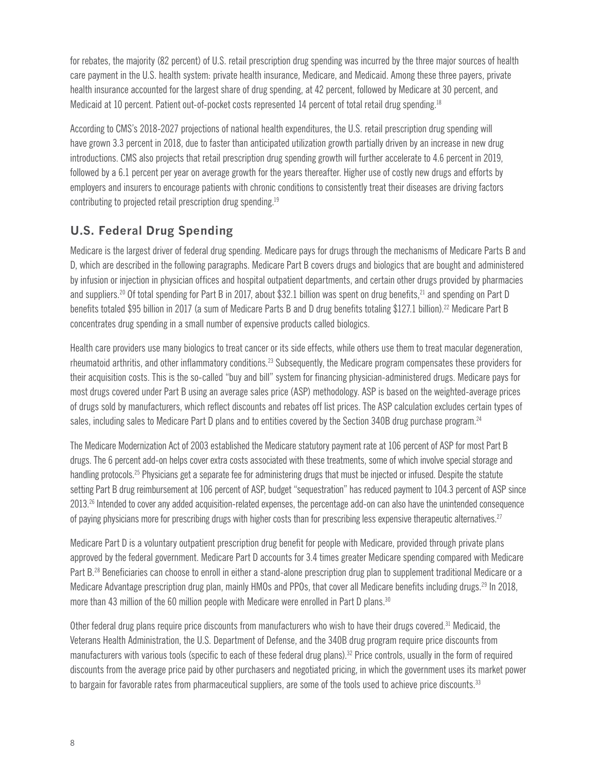for rebates, the majority (82 percent) of U.S. retail prescription drug spending was incurred by the three major sources of health care payment in the U.S. health system: private health insurance, Medicare, and Medicaid. Among these three payers, private health insurance accounted for the largest share of drug spending, at 42 percent, followed by Medicare at 30 percent, and Medicaid at 10 percent. Patient out-of-pocket costs represented 14 percent of total retail drug spending.[18]

According to CMS's 2018-2027 projections of national health expenditures, the U.S. retail prescription drug spending will have grown 3.3 percent in 2018, due to faster than anticipated utilization growth partially driven by an increase in new drug introductions. CMS also projects that retail prescription drug spending growth will further accelerate to 4.6 percent in 2019, followed by a 6.1 percent per year on average growth for the years thereafter. Higher use of costly new drugs and efforts by employers and insurers to encourage patients with chronic conditions to consistently treat their diseases are driving factors contributing to projected retail prescription drug spending.[19]

## U.S. Federal Drug Spending

Medicare is the largest driver of federal drug spending. Medicare pays for drugs through the mechanisms of Medicare Parts B and D, which are described in the following paragraphs. Medicare Part B covers drugs and biologics that are bought and administered by infusion or injection in physician offices and hospital outpatient departments, and certain other drugs provided by pharmacies and suppliers.[20] Of total spending for Part B in 2017, about $32.1 billion was spent on drug benefits,[21] and spending on Part D benefits totaled $95 billion in 2017 (a sum of Medicare Parts B and D drug benefits totaling $127.1 billion).[22] Medicare Part B concentrates drug spending in a small number of expensive products called biologics.

Health care providers use many biologics to treat cancer or its side effects, while others use them to treat macular degeneration, rheumatoid arthritis, and other inflammatory conditions.[23] Subsequently, the Medicare program compensates these providers for their acquisition costs. This is the so-called "buy and bill" system for financing physician-administered drugs. Medicare pays for most drugs covered under Part B using an average sales price (ASP) methodology. ASP is based on the weighted-average prices of drugs sold by manufacturers, which reflect discounts and rebates off list prices. The ASP calculation excludes certain types of sales, including sales to Medicare Part D plans and to entities covered by the Section 340B drug purchase program.[24]

The Medicare Modernization Act of 2003 established the Medicare statutory payment rate at 106 percent of ASP for most Part B drugs. The 6 percent add-on helps cover extra costs associated with these treatments, some of which involve special storage and handling protocols.[25] Physicians get a separate fee for administering drugs that must be injected or infused. Despite the statute setting Part B drug reimbursement at 106 percent of ASP, budget "sequestration" has reduced payment to 104.3 percent of ASP since 2013.[26] Intended to cover any added acquisition-related expenses, the percentage add-on can also have the unintended consequence of paying physicians more for prescribing drugs with higher costs than for prescribing less expensive therapeutic alternatives.[27]

Medicare Part D is a voluntary outpatient prescription drug benefit for people with Medicare, provided through private plans approved by the federal government. Medicare Part D accounts for 3.4 times greater Medicare spending compared with Medicare Part B.[28] Beneficiaries can choose to enroll in either a stand-alone prescription drug plan to supplement traditional Medicare or a Medicare Advantage prescription drug plan, mainly HMOs and PPOs, that cover all Medicare benefits including drugs.[29] In 2018, more than 43 million of the 60 million people with Medicare were enrolled in Part D plans.[30]

Other federal drug plans require price discounts from manufacturers who wish to have their drugs covered.[31] Medicaid, the Veterans Health Administration, the U.S. Department of Defense, and the 340B drug program require price discounts from manufacturers with various tools (specific to each of these federal drug plans).[32] Price controls, usually in the form of required discounts from the average price paid by other purchasers and negotiated pricing, in which the government uses its market power to bargain for favorable rates from pharmaceutical suppliers, are some of the tools used to achieve price discounts.[33]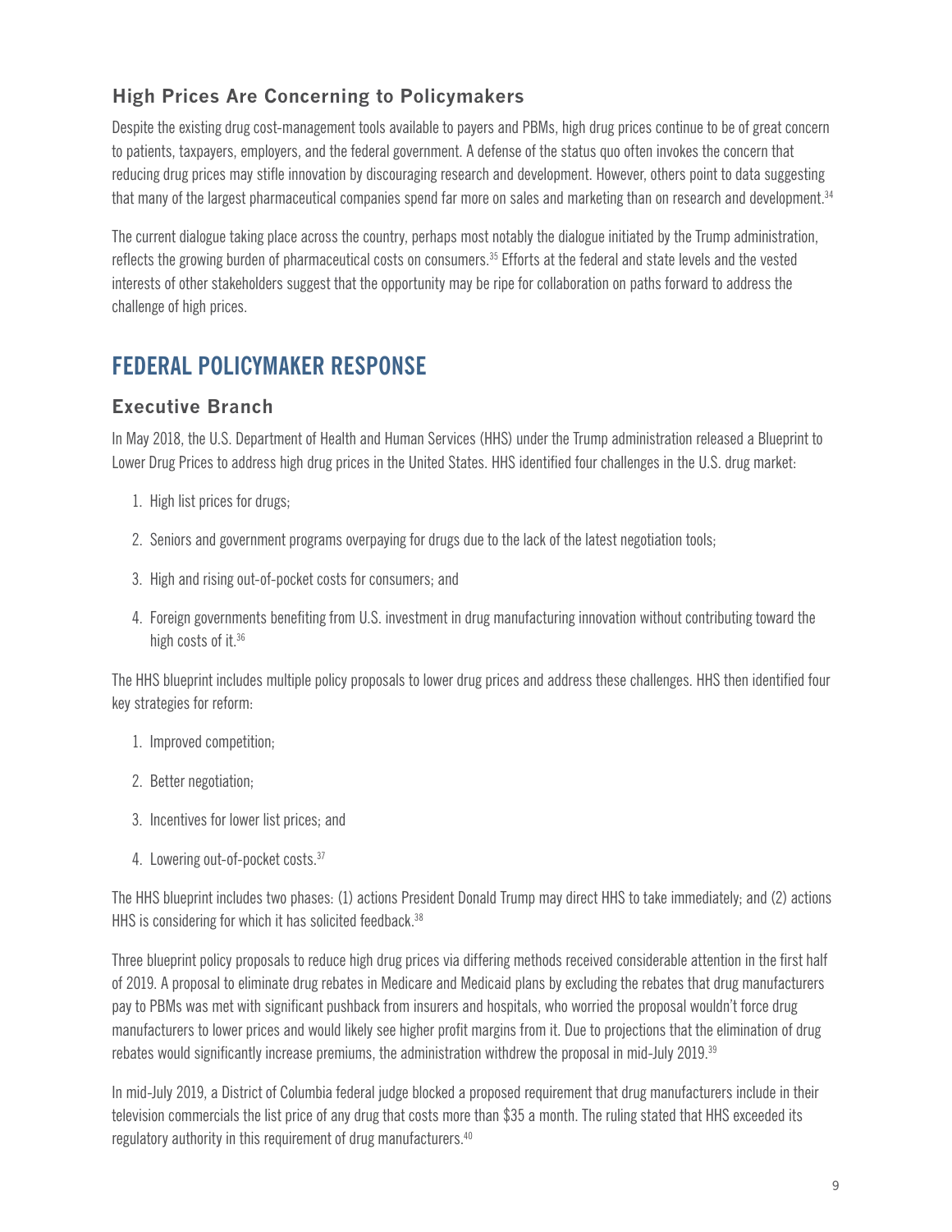### High Prices Are Concerning to Policymakers

Despite the existing drug cost-management tools available to payers and PBMs, high drug prices continue to be of great concern to patients, taxpayers, employers, and the federal government. A defense of the status quo often invokes the concern that reducing drug prices may stifle innovation by discouraging research and development. However, others point to data suggesting that many of the largest pharmaceutical companies spend far more on sales and marketing than on research and development.[34]

The current dialogue taking place across the country, perhaps most notably the dialogue initiated by the Trump administration, reflects the growing burden of pharmaceutical costs on consumers.[35] Efforts at the federal and state levels and the vested interests of other stakeholders suggest that the opportunity may be ripe for collaboration on paths forward to address the challenge of high prices.

## FEDERAL POLICYMAKER RESPONSE

### Executive Branch

In May 2018, the U.S. Department of Health and Human Services (HHS) under the Trump administration released a Blueprint to Lower Drug Prices to address high drug prices in the United States. HHS identified four challenges in the U.S. drug market:

1. High list prices for drugs;
2. Seniors and government programs overpaying for drugs due to the lack of the latest negotiation tools;
3. High and rising out-of-pocket costs for consumers; and
4. Foreign governments benefiting from U.S. investment in drug manufacturing innovation without contributing toward the high costs of it.[36]

The HHS blueprint includes multiple policy proposals to lower drug prices and address these challenges. HHS then identified four key strategies for reform:

1. Improved competition;
2. Better negotiation;
3. Incentives for lower list prices; and
4. Lowering out-of-pocket costs.[37]

The HHS blueprint includes two phases: (1) actions President Donald Trump may direct HHS to take immediately; and (2) actions HHS is considering for which it has solicited feedback.[38]

Three blueprint policy proposals to reduce high drug prices via differing methods received considerable attention in the first half of 2019. A proposal to eliminate drug rebates in Medicare and Medicaid plans by excluding the rebates that drug manufacturers pay to PBMs was met with significant pushback from insurers and hospitals, who worried the proposal wouldn't force drug manufacturers to lower prices and would likely see higher profit margins from it. Due to projections that the elimination of drug rebates would significantly increase premiums, the administration withdrew the proposal in mid-July 2019.[39]

In mid-July 2019, a District of Columbia federal judge blocked a proposed requirement that drug manufacturers include in their television commercials the list price of any drug that costs more than $35 a month. The ruling stated that HHS exceeded its regulatory authority in this requirement of drug manufacturers.[40]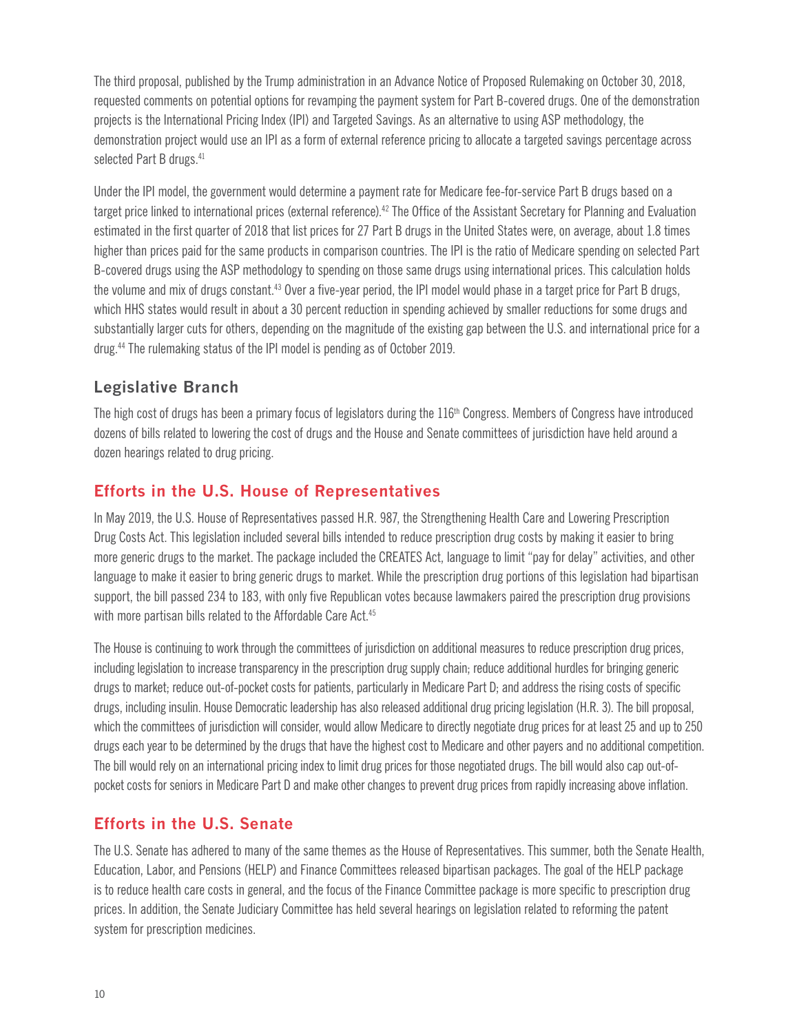The third proposal, published by the Trump administration in an Advance Notice of Proposed Rulemaking on October 30, 2018, requested comments on potential options for revamping the payment system for Part B-covered drugs. One of the demonstration projects is the International Pricing Index (IPI) and Targeted Savings. As an alternative to using ASP methodology, the demonstration project would use an IPI as a form of external reference pricing to allocate a targeted savings percentage across selected Part B drugs.[41]

Under the IPI model, the government would determine a payment rate for Medicare fee-for-service Part B drugs based on a target price linked to international prices (external reference).[42] The Office of the Assistant Secretary for Planning and Evaluation estimated in the first quarter of 2018 that list prices for 27 Part B drugs in the United States were, on average, about 1.8 times higher than prices paid for the same products in comparison countries. The IPI is the ratio of Medicare spending on selected Part B-covered drugs using the ASP methodology to spending on those same drugs using international prices. This calculation holds the volume and mix of drugs constant.[43] Over a five-year period, the IPI model would phase in a target price for Part B drugs, which HHS states would result in about a 30 percent reduction in spending achieved by smaller reductions for some drugs and substantially larger cuts for others, depending on the magnitude of the existing gap between the U.S. and international price for a drug.[44] The rulemaking status of the IPI model is pending as of October 2019.

## Legislative Branch

The high cost of drugs has been a primary focus of legislators during the 116th Congress. Members of Congress have introduced dozens of bills related to lowering the cost of drugs and the House and Senate committees of jurisdiction have held around a dozen hearings related to drug pricing.

### Efforts in the U.S. House of Representatives

In May 2019, the U.S. House of Representatives passed H.R. 987, the Strengthening Health Care and Lowering Prescription Drug Costs Act. This legislation included several bills intended to reduce prescription drug costs by making it easier to bring more generic drugs to the market. The package included the CREATES Act, language to limit "pay for delay" activities, and other language to make it easier to bring generic drugs to market. While the prescription drug portions of this legislation had bipartisan support, the bill passed 234 to 183, with only five Republican votes because lawmakers paired the prescription drug provisions with more partisan bills related to the Affordable Care Act.[45]

The House is continuing to work through the committees of jurisdiction on additional measures to reduce prescription drug prices, including legislation to increase transparency in the prescription drug supply chain; reduce additional hurdles for bringing generic drugs to market; reduce out-of-pocket costs for patients, particularly in Medicare Part D; and address the rising costs of specific drugs, including insulin. House Democratic leadership has also released additional drug pricing legislation (H.R. 3). The bill proposal, which the committees of jurisdiction will consider, would allow Medicare to directly negotiate drug prices for at least 25 and up to 250 drugs each year to be determined by the drugs that have the highest cost to Medicare and other payers and no additional competition. The bill would rely on an international pricing index to limit drug prices for those negotiated drugs. The bill would also cap out-of-pocket costs for seniors in Medicare Part D and make other changes to prevent drug prices from rapidly increasing above inflation.

### Efforts in the U.S. Senate

The U.S. Senate has adhered to many of the same themes as the House of Representatives. This summer, both the Senate Health, Education, Labor, and Pensions (HELP) and Finance Committees released bipartisan packages. The goal of the HELP package is to reduce health care costs in general, and the focus of the Finance Committee package is more specific to prescription drug prices. In addition, the Senate Judiciary Committee has held several hearings on legislation related to reforming the patent system for prescription medicines.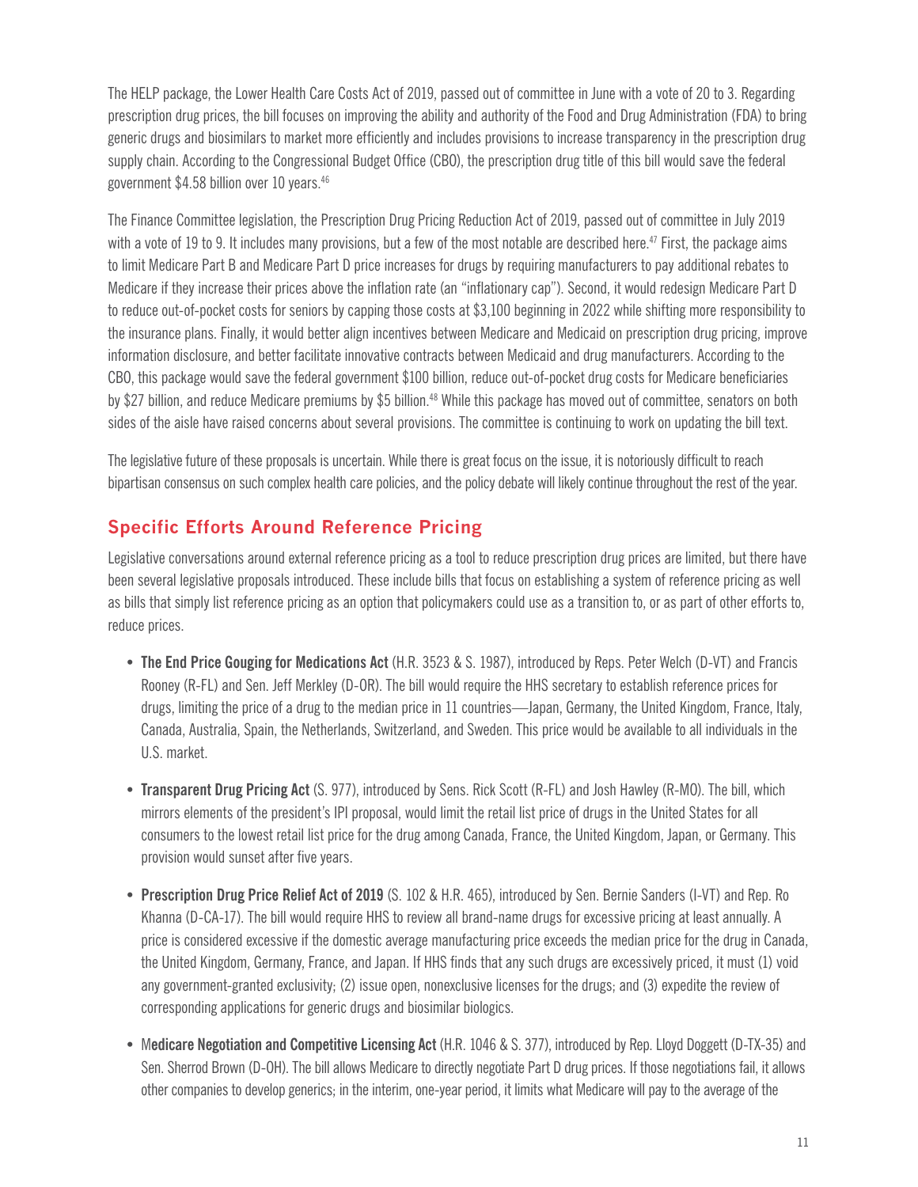The HELP package, the Lower Health Care Costs Act of 2019, passed out of committee in June with a vote of 20 to 3. Regarding prescription drug prices, the bill focuses on improving the ability and authority of the Food and Drug Administration (FDA) to bring generic drugs and biosimilars to market more efficiently and includes provisions to increase transparency in the prescription drug supply chain. According to the Congressional Budget Office (CBO), the prescription drug title of this bill would save the federal government $4.58 billion over 10 years.[46]

The Finance Committee legislation, the Prescription Drug Pricing Reduction Act of 2019, passed out of committee in July 2019 with a vote of 19 to 9. It includes many provisions, but a few of the most notable are described here.[47] First, the package aims to limit Medicare Part B and Medicare Part D price increases for drugs by requiring manufacturers to pay additional rebates to Medicare if they increase their prices above the inflation rate (an "inflationary cap"). Second, it would redesign Medicare Part D to reduce out-of-pocket costs for seniors by capping those costs at $3,100 beginning in 2022 while shifting more responsibility to the insurance plans. Finally, it would better align incentives between Medicare and Medicaid on prescription drug pricing, improve information disclosure, and better facilitate innovative contracts between Medicaid and drug manufacturers. According to the CBO, this package would save the federal government $100 billion, reduce out-of-pocket drug costs for Medicare beneficiaries by $27 billion, and reduce Medicare premiums by $5 billion.[48] While this package has moved out of committee, senators on both sides of the aisle have raised concerns about several provisions. The committee is continuing to work on updating the bill text.

The legislative future of these proposals is uncertain. While there is great focus on the issue, it is notoriously difficult to reach bipartisan consensus on such complex health care policies, and the policy debate will likely continue throughout the rest of the year.

## Specific Efforts Around Reference Pricing

Legislative conversations around external reference pricing as a tool to reduce prescription drug prices are limited, but there have been several legislative proposals introduced. These include bills that focus on establishing a system of reference pricing as well as bills that simply list reference pricing as an option that policymakers could use as a transition to, or as part of other efforts to, reduce prices.

- **The End Price Gouging for Medications Act** (H.R. 3523 & S. 1987), introduced by Reps. Peter Welch (D-VT) and Francis Rooney (R-FL) and Sen. Jeff Merkley (D-OR). The bill would require the HHS secretary to establish reference prices for drugs, limiting the price of a drug to the median price in 11 countries—Japan, Germany, the United Kingdom, France, Italy, Canada, Australia, Spain, the Netherlands, Switzerland, and Sweden. This price would be available to all individuals in the U.S. market.

- **Transparent Drug Pricing Act** (S. 977), introduced by Sens. Rick Scott (R-FL) and Josh Hawley (R-MO). The bill, which mirrors elements of the president's IPI proposal, would limit the retail list price of drugs in the United States for all consumers to the lowest retail list price for the drug among Canada, France, the United Kingdom, Japan, or Germany. This provision would sunset after five years.

- **Prescription Drug Price Relief Act of 2019** (S. 102 & H.R. 465), introduced by Sen. Bernie Sanders (I-VT) and Rep. Ro Khanna (D-CA-17). The bill would require HHS to review all brand-name drugs for excessive pricing at least annually. A price is considered excessive if the domestic average manufacturing price exceeds the median price for the drug in Canada, the United Kingdom, Germany, France, and Japan. If HHS finds that any such drugs are excessively priced, it must (1) void any government-granted exclusivity; (2) issue open, nonexclusive licenses for the drugs; and (3) expedite the review of corresponding applications for generic drugs and biosimilar biologics.

- M**edicare Negotiation and Competitive Licensing Act** (H.R. 1046 & S. 377), introduced by Rep. Lloyd Doggett (D-TX-35) and Sen. Sherrod Brown (D-OH). The bill allows Medicare to directly negotiate Part D drug prices. If those negotiations fail, it allows other companies to develop generics; in the interim, one-year period, it limits what Medicare will pay to the average of the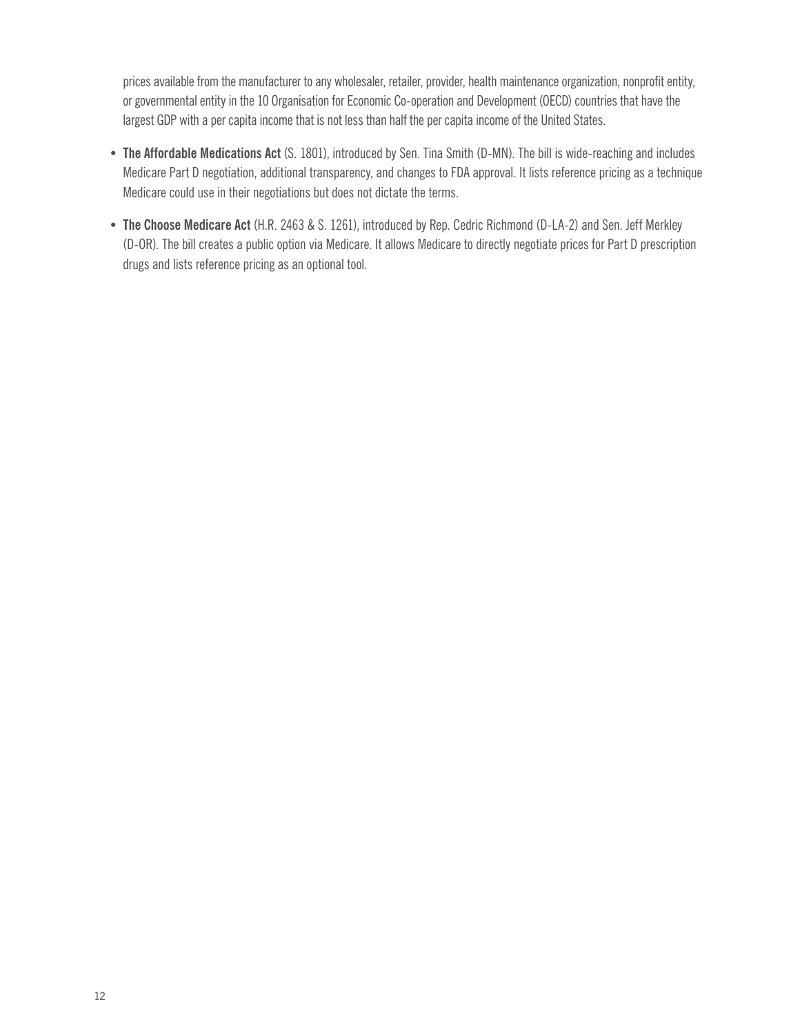prices available from the manufacturer to any wholesaler, retailer, provider, health maintenance organization, nonprofit entity, or governmental entity in the 10 Organisation for Economic Co-operation and Development (OECD) countries that have the largest GDP with a per capita income that is not less than half the per capita income of the United States.

- **The Affordable Medications Act** (S. 1801), introduced by Sen. Tina Smith (D-MN). The bill is wide-reaching and includes Medicare Part D negotiation, additional transparency, and changes to FDA approval. It lists reference pricing as a technique Medicare could use in their negotiations but does not dictate the terms.
- **The Choose Medicare Act** (H.R. 2463 & S. 1261), introduced by Rep. Cedric Richmond (D-LA-2) and Sen. Jeff Merkley (D-OR). The bill creates a public option via Medicare. It allows Medicare to directly negotiate prices for Part D prescription drugs and lists reference pricing as an optional tool.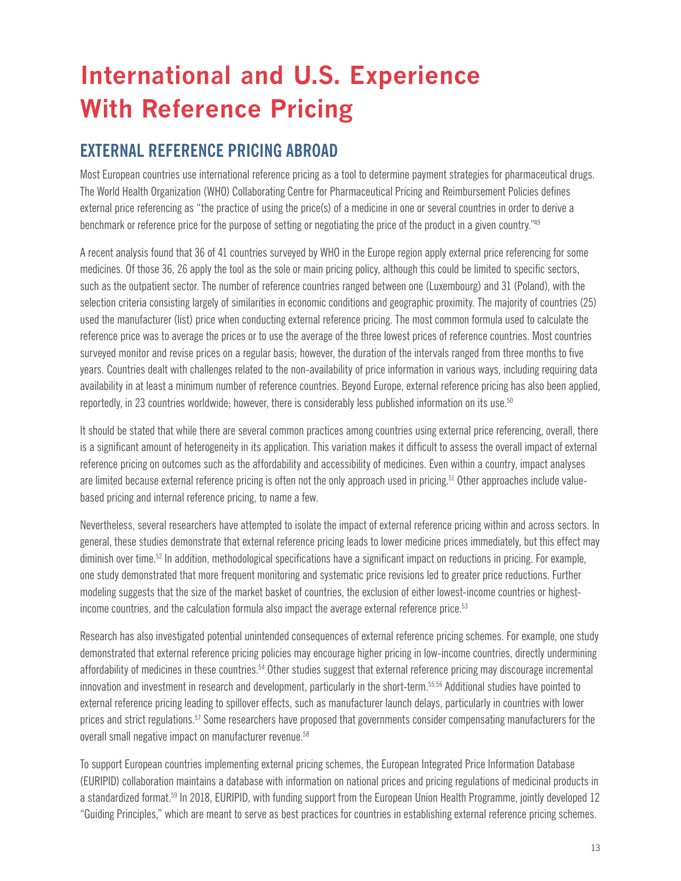# International and U.S. Experience With Reference Pricing

## EXTERNAL REFERENCE PRICING ABROAD

Most European countries use international reference pricing as a tool to determine payment strategies for pharmaceutical drugs. The World Health Organization (WHO) Collaborating Centre for Pharmaceutical Pricing and Reimbursement Policies defines external price referencing as "the practice of using the price(s) of a medicine in one or several countries in order to derive a benchmark or reference price for the purpose of setting or negotiating the price of the product in a given country."[49]

A recent analysis found that 36 of 41 countries surveyed by WHO in the Europe region apply external price referencing for some medicines. Of those 36, 26 apply the tool as the sole or main pricing policy, although this could be limited to specific sectors, such as the outpatient sector. The number of reference countries ranged between one (Luxembourg) and 31 (Poland), with the selection criteria consisting largely of similarities in economic conditions and geographic proximity. The majority of countries (25) used the manufacturer (list) price when conducting external reference pricing. The most common formula used to calculate the reference price was to average the prices or to use the average of the three lowest prices of reference countries. Most countries surveyed monitor and revise prices on a regular basis; however, the duration of the intervals ranged from three months to five years. Countries dealt with challenges related to the non-availability of price information in various ways, including requiring data availability in at least a minimum number of reference countries. Beyond Europe, external reference pricing has also been applied, reportedly, in 23 countries worldwide; however, there is considerably less published information on its use.[50]

It should be stated that while there are several common practices among countries using external price referencing, overall, there is a significant amount of heterogeneity in its application. This variation makes it difficult to assess the overall impact of external reference pricing on outcomes such as the affordability and accessibility of medicines. Even within a country, impact analyses are limited because external reference pricing is often not the only approach used in pricing.[51] Other approaches include value-based pricing and internal reference pricing, to name a few.

Nevertheless, several researchers have attempted to isolate the impact of external reference pricing within and across sectors. In general, these studies demonstrate that external reference pricing leads to lower medicine prices immediately, but this effect may diminish over time.[52] In addition, methodological specifications have a significant impact on reductions in pricing. For example, one study demonstrated that more frequent monitoring and systematic price revisions led to greater price reductions. Further modeling suggests that the size of the market basket of countries, the exclusion of either lowest-income countries or highest-income countries, and the calculation formula also impact the average external reference price.[53]

Research has also investigated potential unintended consequences of external reference pricing schemes. For example, one study demonstrated that external reference pricing policies may encourage higher pricing in low-income countries, directly undermining affordability of medicines in these countries.[54] Other studies suggest that external reference pricing may discourage incremental innovation and investment in research and development, particularly in the short-term.[55,56] Additional studies have pointed to external reference pricing leading to spillover effects, such as manufacturer launch delays, particularly in countries with lower prices and strict regulations.[57] Some researchers have proposed that governments consider compensating manufacturers for the overall small negative impact on manufacturer revenue.[58]

To support European countries implementing external pricing schemes, the European Integrated Price Information Database (EURIPID) collaboration maintains a database with information on national prices and pricing regulations of medicinal products in a standardized format.[59] In 2018, EURIPID, with funding support from the European Union Health Programme, jointly developed 12 "Guiding Principles," which are meant to serve as best practices for countries in establishing external reference pricing schemes.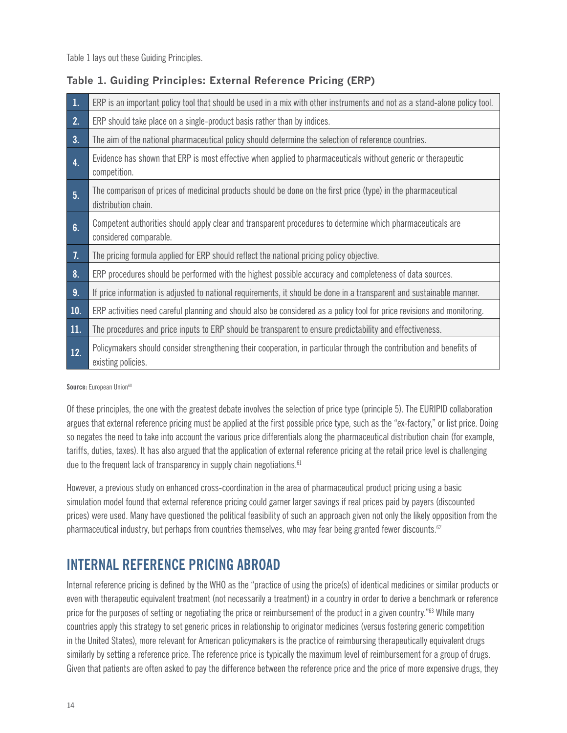Table 1 lays out these Guiding Principles.

**Table 1. Guiding Principles: External Reference Pricing (ERP)**

| | |
|---|---|
| 1. | ERP is an important policy tool that should be used in a mix with other instruments and not as a stand-alone policy tool. |
| 2. | ERP should take place on a single-product basis rather than by indices. |
| 3. | The aim of the national pharmaceutical policy should determine the selection of reference countries. |
| 4. | Evidence has shown that ERP is most effective when applied to pharmaceuticals without generic or therapeutic competition. |
| 5. | The comparison of prices of medicinal products should be done on the first price (type) in the pharmaceutical distribution chain. |
| 6. | Competent authorities should apply clear and transparent procedures to determine which pharmaceuticals are considered comparable. |
| 7. | The pricing formula applied for ERP should reflect the national pricing policy objective. |
| 8. | ERP procedures should be performed with the highest possible accuracy and completeness of data sources. |
| 9. | If price information is adjusted to national requirements, it should be done in a transparent and sustainable manner. |
| 10. | ERP activities need careful planning and should also be considered as a policy tool for price revisions and monitoring. |
| 11. | The procedures and price inputs to ERP should be transparent to ensure predictability and effectiveness. |
| 12. | Policymakers should consider strengthening their cooperation, in particular through the contribution and benefits of existing policies. |

**Source:** European Union[60]

Of these principles, the one with the greatest debate involves the selection of price type (principle 5). The EURIPID collaboration argues that external reference pricing must be applied at the first possible price type, such as the "ex-factory," or list price. Doing so negates the need to take into account the various price differentials along the pharmaceutical distribution chain (for example, tariffs, duties, taxes). It has also argued that the application of external reference pricing at the retail price level is challenging due to the frequent lack of transparency in supply chain negotiations.[61]

However, a previous study on enhanced cross-coordination in the area of pharmaceutical product pricing using a basic simulation model found that external reference pricing could garner larger savings if real prices paid by payers (discounted prices) were used. Many have questioned the political feasibility of such an approach given not only the likely opposition from the pharmaceutical industry, but perhaps from countries themselves, who may fear being granted fewer discounts.[62]

## INTERNAL REFERENCE PRICING ABROAD

Internal reference pricing is defined by the WHO as the "practice of using the price(s) of identical medicines or similar products or even with therapeutic equivalent treatment (not necessarily a treatment) in a country in order to derive a benchmark or reference price for the purposes of setting or negotiating the price or reimbursement of the product in a given country."[63] While many countries apply this strategy to set generic prices in relationship to originator medicines (versus fostering generic competition in the United States), more relevant for American policymakers is the practice of reimbursing therapeutically equivalent drugs similarly by setting a reference price. The reference price is typically the maximum level of reimbursement for a group of drugs. Given that patients are often asked to pay the difference between the reference price and the price of more expensive drugs, they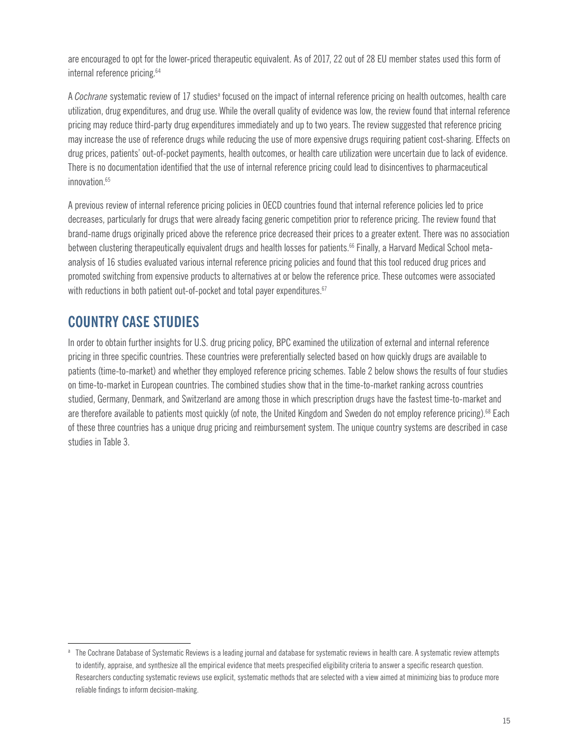are encouraged to opt for the lower-priced therapeutic equivalent. As of 2017, 22 out of 28 EU member states used this form of internal reference pricing.[64]

A *Cochrane* systematic review of 17 studies[a] focused on the impact of internal reference pricing on health outcomes, health care utilization, drug expenditures, and drug use. While the overall quality of evidence was low, the review found that internal reference pricing may reduce third-party drug expenditures immediately and up to two years. The review suggested that reference pricing may increase the use of reference drugs while reducing the use of more expensive drugs requiring patient cost-sharing. Effects on drug prices, patients' out-of-pocket payments, health outcomes, or health care utilization were uncertain due to lack of evidence. There is no documentation identified that the use of internal reference pricing could lead to disincentives to pharmaceutical innovation.[65]

A previous review of internal reference pricing policies in OECD countries found that internal reference policies led to price decreases, particularly for drugs that were already facing generic competition prior to reference pricing. The review found that brand-name drugs originally priced above the reference price decreased their prices to a greater extent. There was no association between clustering therapeutically equivalent drugs and health losses for patients.[66] Finally, a Harvard Medical School meta-analysis of 16 studies evaluated various internal reference pricing policies and found that this tool reduced drug prices and promoted switching from expensive products to alternatives at or below the reference price. These outcomes were associated with reductions in both patient out-of-pocket and total payer expenditures.[67]

## COUNTRY CASE STUDIES

In order to obtain further insights for U.S. drug pricing policy, BPC examined the utilization of external and internal reference pricing in three specific countries. These countries were preferentially selected based on how quickly drugs are available to patients (time-to-market) and whether they employed reference pricing schemes. Table 2 below shows the results of four studies on time-to-market in European countries. The combined studies show that in the time-to-market ranking across countries studied, Germany, Denmark, and Switzerland are among those in which prescription drugs have the fastest time-to-market and are therefore available to patients most quickly (of note, the United Kingdom and Sweden do not employ reference pricing).[68] Each of these three countries has a unique drug pricing and reimbursement system. The unique country systems are described in case studies in Table 3.

---

[a] The Cochrane Database of Systematic Reviews is a leading journal and database for systematic reviews in health care. A systematic review attempts to identify, appraise, and synthesize all the empirical evidence that meets prespecified eligibility criteria to answer a specific research question. Researchers conducting systematic reviews use explicit, systematic methods that are selected with a view aimed at minimizing bias to produce more reliable findings to inform decision-making.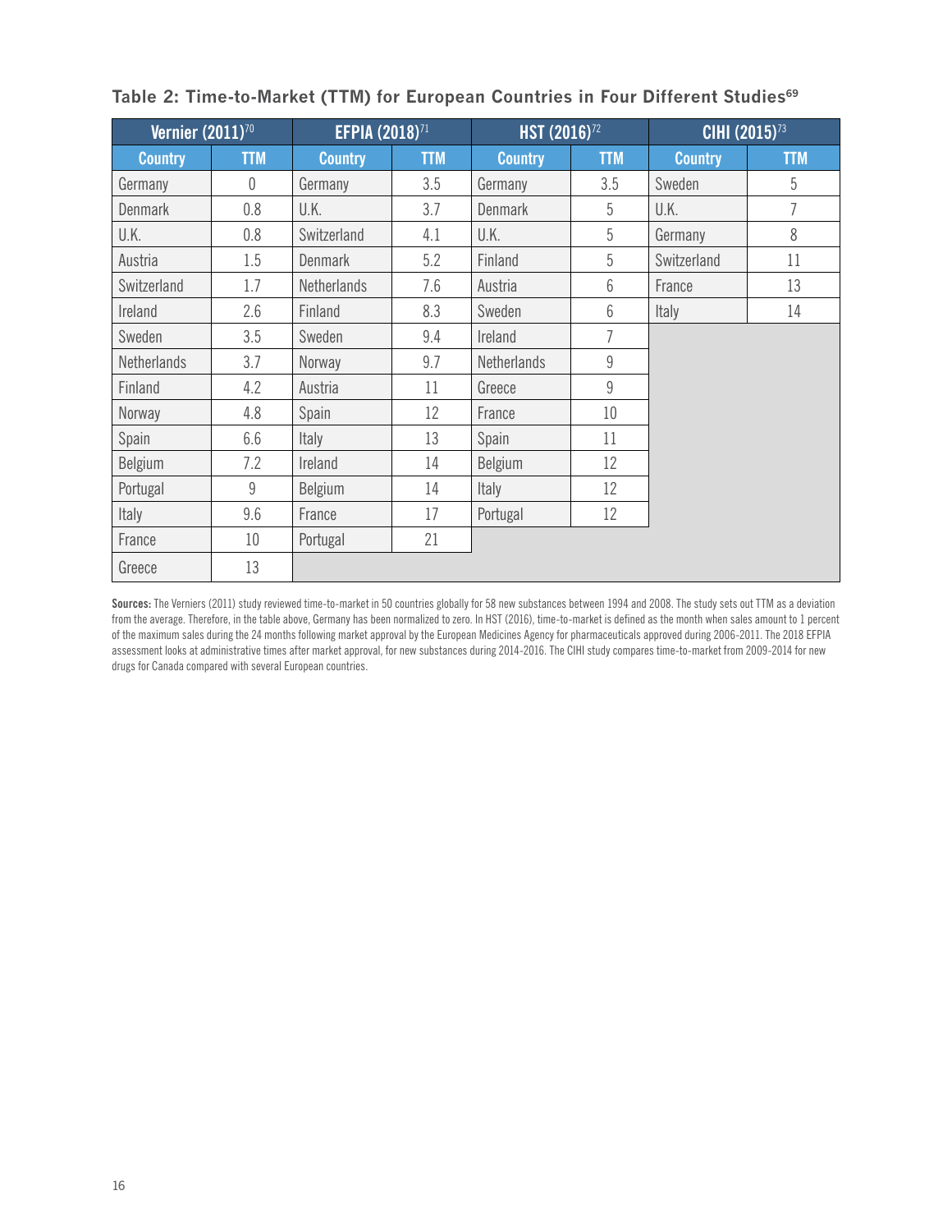**Table 2: Time-to-Market (TTM) for European Countries in Four Different Studies[69]**

| Vernier (2011)[70] | | EFPIA (2018)[71] | | HST (2016)[72] | | CIHI (2015)[73] | |
|---|---|---|---|---|---|---|---|
| Country | TTM | Country | TTM | Country | TTM | Country | TTM |
| Germany | 0 | Germany | 3.5 | Germany | 3.5 | Sweden | 5 |
| Denmark | 0.8 | U.K. | 3.7 | Denmark | 5 | U.K. | 7 |
| U.K. | 0.8 | Switzerland | 4.1 | U.K. | 5 | Germany | 8 |
| Austria | 1.5 | Denmark | 5.2 | Finland | 5 | Switzerland | 11 |
| Switzerland | 1.7 | Netherlands | 7.6 | Austria | 6 | France | 13 |
| Ireland | 2.6 | Finland | 8.3 | Sweden | 6 | Italy | 14 |
| Sweden | 3.5 | Sweden | 9.4 | Ireland | 7 | | |
| Netherlands | 3.7 | Norway | 9.7 | Netherlands | 9 | | |
| Finland | 4.2 | Austria | 11 | Greece | 9 | | |
| Norway | 4.8 | Spain | 12 | France | 10 | | |
| Spain | 6.6 | Italy | 13 | Spain | 11 | | |
| Belgium | 7.2 | Ireland | 14 | Belgium | 12 | | |
| Portugal | 9 | Belgium | 14 | Italy | 12 | | |
| Italy | 9.6 | France | 17 | Portugal | 12 | | |
| France | 10 | Portugal | 21 | | | | |
| Greece | 13 | | | | | | |

**Sources:** The Verniers (2011) study reviewed time-to-market in 50 countries globally for 58 new substances between 1994 and 2008. The study sets out TTM as a deviation from the average. Therefore, in the table above, Germany has been normalized to zero. In HST (2016), time-to-market is defined as the month when sales amount to 1 percent of the maximum sales during the 24 months following market approval by the European Medicines Agency for pharmaceuticals approved during 2006-2011. The 2018 EFPIA assessment looks at administrative times after market approval, for new substances during 2014-2016. The CIHI study compares time-to-market from 2009-2014 for new drugs for Canada compared with several European countries.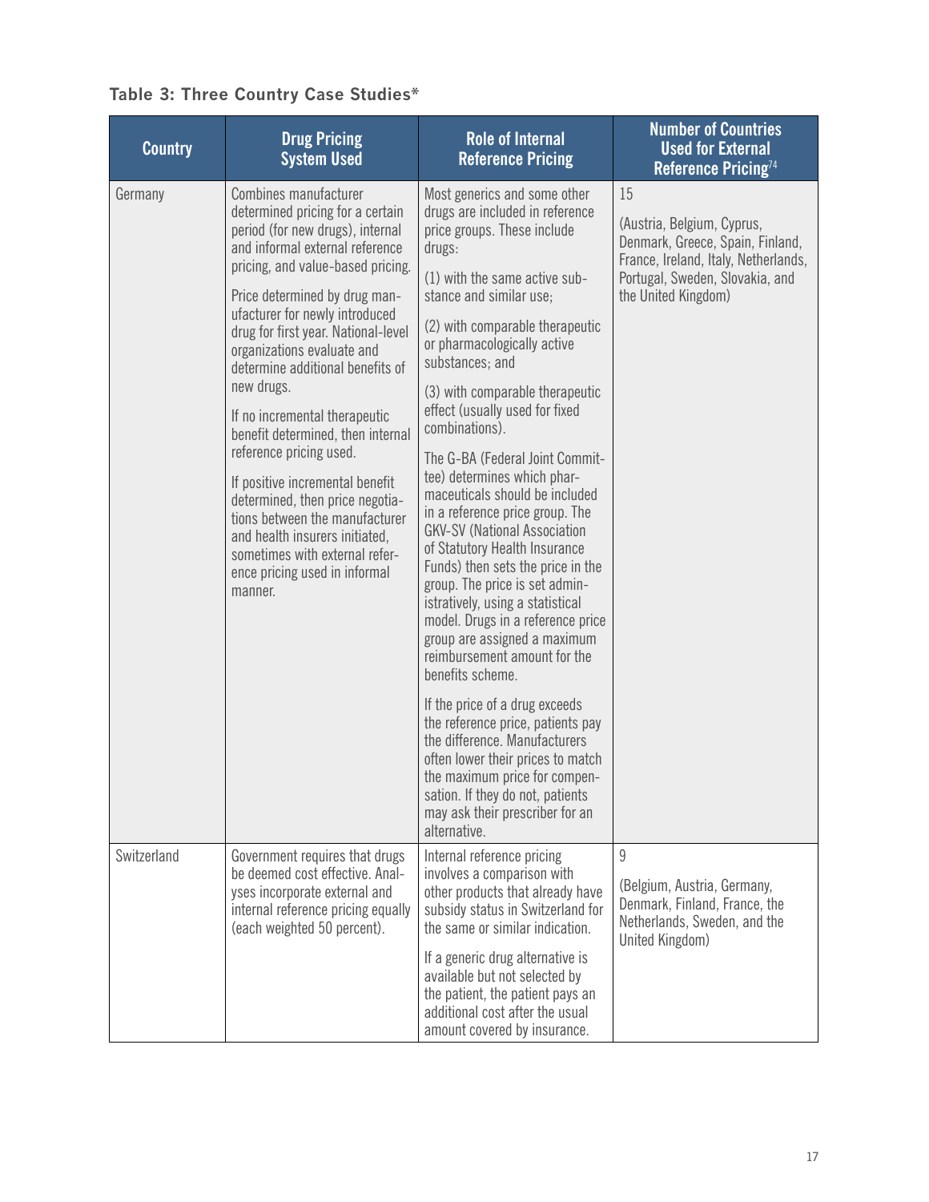**Table 3: Three Country Case Studies***

| Country | Drug Pricing System Used | Role of Internal Reference Pricing | Number of Countries Used for External Reference Pricing[74] |
|---|---|---|---|
| Germany | Combines manufacturer determined pricing for a certain period (for new drugs), internal and informal external reference pricing, and value-based pricing.<br><br>Price determined by drug manufacturer for newly introduced drug for first year. National-level organizations evaluate and determine additional benefits of new drugs.<br><br>If no incremental therapeutic benefit determined, then internal reference pricing used.<br><br>If positive incremental benefit determined, then price negotiations between the manufacturer and health insurers initiated, sometimes with external reference pricing used in informal manner. | Most generics and some other drugs are included in reference price groups. These include drugs:<br><br>(1) with the same active substance and similar use;<br><br>(2) with comparable therapeutic or pharmacologically active substances; and<br><br>(3) with comparable therapeutic effect (usually used for fixed combinations).<br><br>The G-BA (Federal Joint Committee) determines which pharmaceuticals should be included in a reference price group. The GKV-SV (National Association of Statutory Health Insurance Funds) then sets the price in the group. The price is set administratively, using a statistical model. Drugs in a reference price group are assigned a maximum reimbursement amount for the benefits scheme.<br><br>If the price of a drug exceeds the reference price, patients pay the difference. Manufacturers often lower their prices to match the maximum price for compensation. If they do not, patients may ask their prescriber for an alternative. | 15<br><br>(Austria, Belgium, Cyprus, Denmark, Greece, Spain, Finland, France, Ireland, Italy, Netherlands, Portugal, Sweden, Slovakia, and the United Kingdom) |
| Switzerland | Government requires that drugs be deemed cost effective. Analyses incorporate external and internal reference pricing equally (each weighted 50 percent). | Internal reference pricing involves a comparison with other products that already have subsidy status in Switzerland for the same or similar indication.<br><br>If a generic drug alternative is available but not selected by the patient, the patient pays an additional cost after the usual amount covered by insurance. | 9<br><br>(Belgium, Austria, Germany, Denmark, Finland, France, the Netherlands, Sweden, and the United Kingdom) |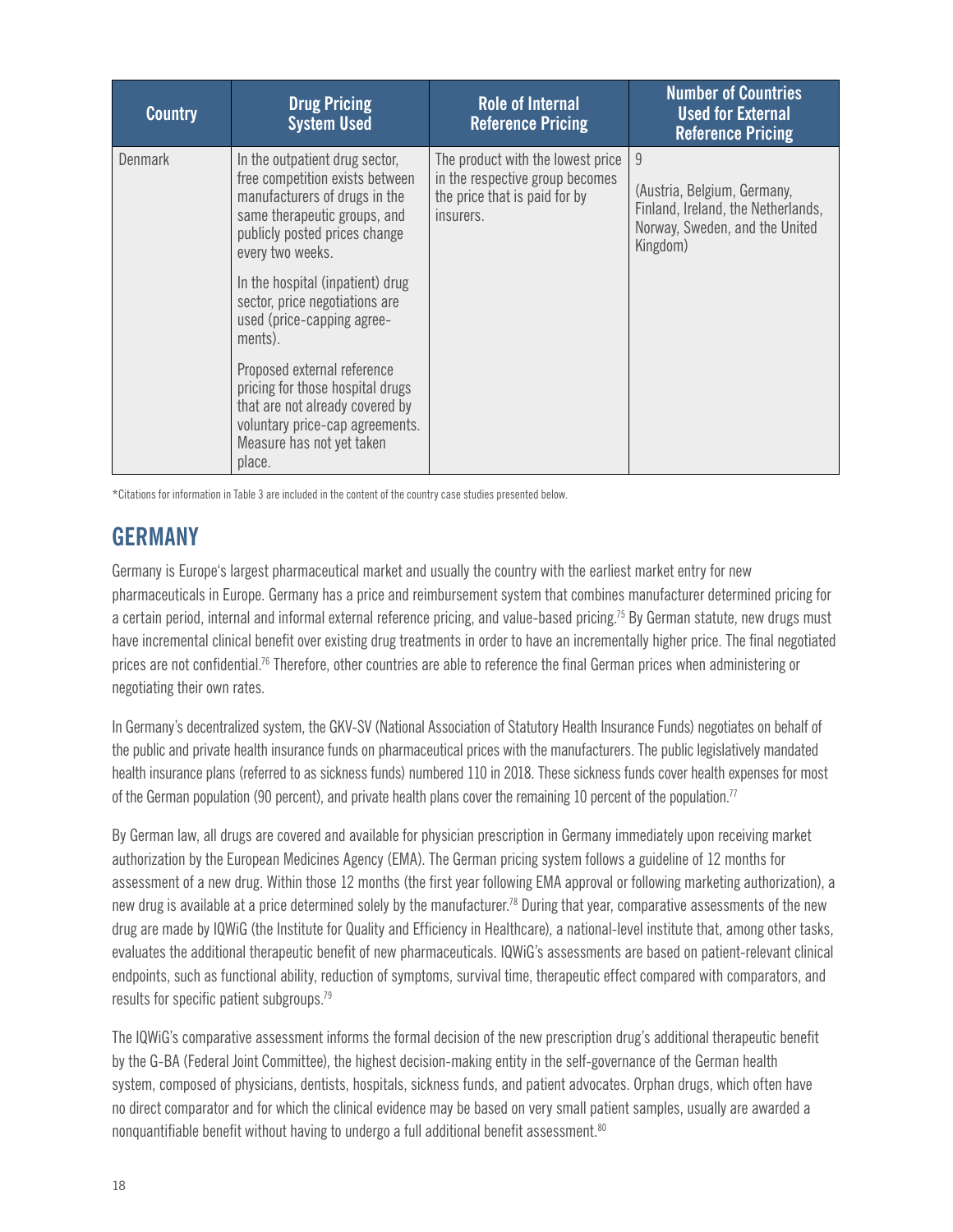| Country | Drug Pricing System Used | Role of Internal Reference Pricing | Number of Countries Used for External Reference Pricing |
|---|---|---|---|
| Denmark | In the outpatient drug sector, free competition exists between manufacturers of drugs in the same therapeutic groups, and publicly posted prices change every two weeks.<br><br>In the hospital (inpatient) drug sector, price negotiations are used (price-capping agreements).<br><br>Proposed external reference pricing for those hospital drugs that are not already covered by voluntary price-cap agreements. Measure has not yet taken place. | The product with the lowest price in the respective group becomes the price that is paid for by insurers. | 9<br><br>(Austria, Belgium, Germany, Finland, Ireland, the Netherlands, Norway, Sweden, and the United Kingdom) |

*Citations for information in Table 3 are included in the content of the country case studies presented below.

## GERMANY

Germany is Europe's largest pharmaceutical market and usually the country with the earliest market entry for new pharmaceuticals in Europe. Germany has a price and reimbursement system that combines manufacturer determined pricing for a certain period, internal and informal external reference pricing, and value-based pricing.[75] By German statute, new drugs must have incremental clinical benefit over existing drug treatments in order to have an incrementally higher price. The final negotiated prices are not confidential.[76] Therefore, other countries are able to reference the final German prices when administering or negotiating their own rates.

In Germany's decentralized system, the GKV-SV (National Association of Statutory Health Insurance Funds) negotiates on behalf of the public and private health insurance funds on pharmaceutical prices with the manufacturers. The public legislatively mandated health insurance plans (referred to as sickness funds) numbered 110 in 2018. These sickness funds cover health expenses for most of the German population (90 percent), and private health plans cover the remaining 10 percent of the population.[77]

By German law, all drugs are covered and available for physician prescription in Germany immediately upon receiving market authorization by the European Medicines Agency (EMA). The German pricing system follows a guideline of 12 months for assessment of a new drug. Within those 12 months (the first year following EMA approval or following marketing authorization), a new drug is available at a price determined solely by the manufacturer.[78] During that year, comparative assessments of the new drug are made by IQWiG (the Institute for Quality and Efficiency in Healthcare), a national-level institute that, among other tasks, evaluates the additional therapeutic benefit of new pharmaceuticals. IQWiG's assessments are based on patient-relevant clinical endpoints, such as functional ability, reduction of symptoms, survival time, therapeutic effect compared with comparators, and results for specific patient subgroups.[79]

The IQWiG's comparative assessment informs the formal decision of the new prescription drug's additional therapeutic benefit by the G-BA (Federal Joint Committee), the highest decision-making entity in the self-governance of the German health system, composed of physicians, dentists, hospitals, sickness funds, and patient advocates. Orphan drugs, which often have no direct comparator and for which the clinical evidence may be based on very small patient samples, usually are awarded a nonquantifiable benefit without having to undergo a full additional benefit assessment.[80]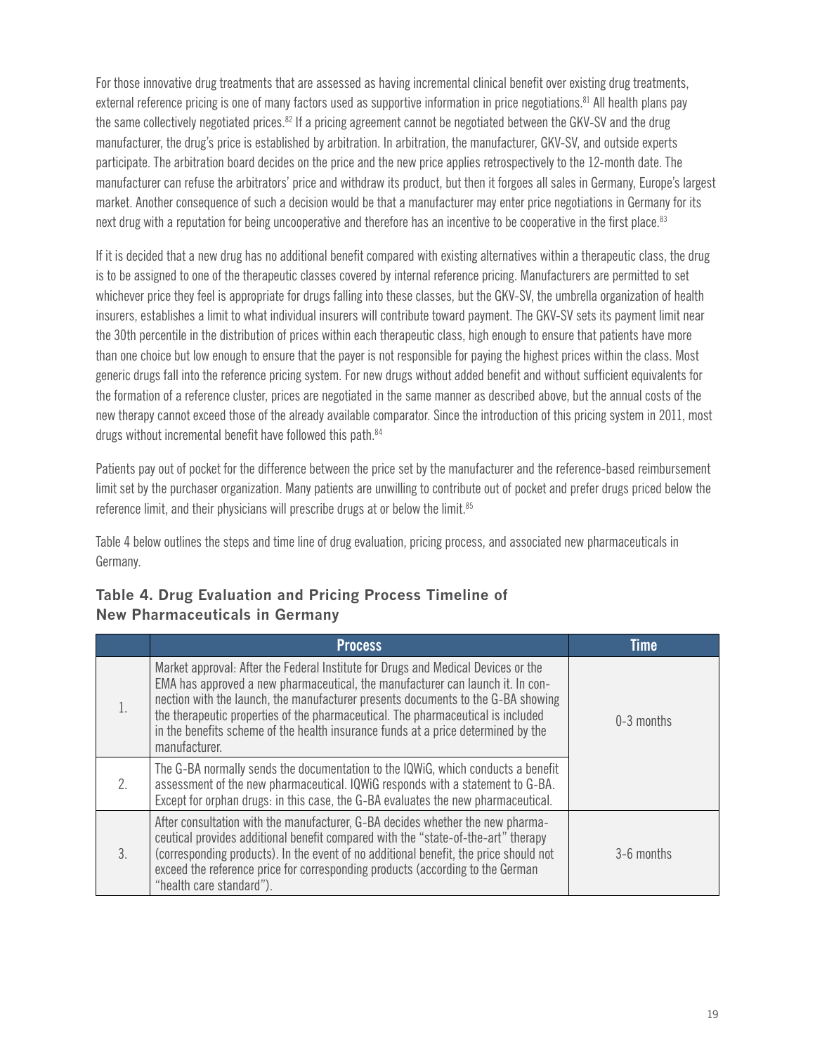For those innovative drug treatments that are assessed as having incremental clinical benefit over existing drug treatments, external reference pricing is one of many factors used as supportive information in price negotiations.[81] All health plans pay the same collectively negotiated prices.[82] If a pricing agreement cannot be negotiated between the GKV-SV and the drug manufacturer, the drug's price is established by arbitration. In arbitration, the manufacturer, GKV-SV, and outside experts participate. The arbitration board decides on the price and the new price applies retrospectively to the 12-month date. The manufacturer can refuse the arbitrators' price and withdraw its product, but then it forgoes all sales in Germany, Europe's largest market. Another consequence of such a decision would be that a manufacturer may enter price negotiations in Germany for its next drug with a reputation for being uncooperative and therefore has an incentive to be cooperative in the first place.[83]

If it is decided that a new drug has no additional benefit compared with existing alternatives within a therapeutic class, the drug is to be assigned to one of the therapeutic classes covered by internal reference pricing. Manufacturers are permitted to set whichever price they feel is appropriate for drugs falling into these classes, but the GKV-SV, the umbrella organization of health insurers, establishes a limit to what individual insurers will contribute toward payment. The GKV-SV sets its payment limit near the 30th percentile in the distribution of prices within each therapeutic class, high enough to ensure that patients have more than one choice but low enough to ensure that the payer is not responsible for paying the highest prices within the class. Most generic drugs fall into the reference pricing system. For new drugs without added benefit and without sufficient equivalents for the formation of a reference cluster, prices are negotiated in the same manner as described above, but the annual costs of the new therapy cannot exceed those of the already available comparator. Since the introduction of this pricing system in 2011, most drugs without incremental benefit have followed this path.[84]

Patients pay out of pocket for the difference between the price set by the manufacturer and the reference-based reimbursement limit set by the purchaser organization. Many patients are unwilling to contribute out of pocket and prefer drugs priced below the reference limit, and their physicians will prescribe drugs at or below the limit.[85]

Table 4 below outlines the steps and time line of drug evaluation, pricing process, and associated new pharmaceuticals in Germany.

## Table 4. Drug Evaluation and Pricing Process Timeline of New Pharmaceuticals in Germany

| | Process | Time |
|---|---|---|
| 1. | Market approval: After the Federal Institute for Drugs and Medical Devices or the EMA has approved a new pharmaceutical, the manufacturer can launch it. In connection with the launch, the manufacturer presents documents to the G-BA showing the therapeutic properties of the pharmaceutical. The pharmaceutical is included in the benefits scheme of the health insurance funds at a price determined by the manufacturer. | 0-3 months |
| 2. | The G-BA normally sends the documentation to the IQWiG, which conducts a benefit assessment of the new pharmaceutical. IQWiG responds with a statement to G-BA. Except for orphan drugs: in this case, the G-BA evaluates the new pharmaceutical. | |
| 3. | After consultation with the manufacturer, G-BA decides whether the new pharmaceutical provides additional benefit compared with the "state-of-the-art" therapy (corresponding products). In the event of no additional benefit, the price should not exceed the reference price for corresponding products (according to the German "health care standard"). | 3-6 months |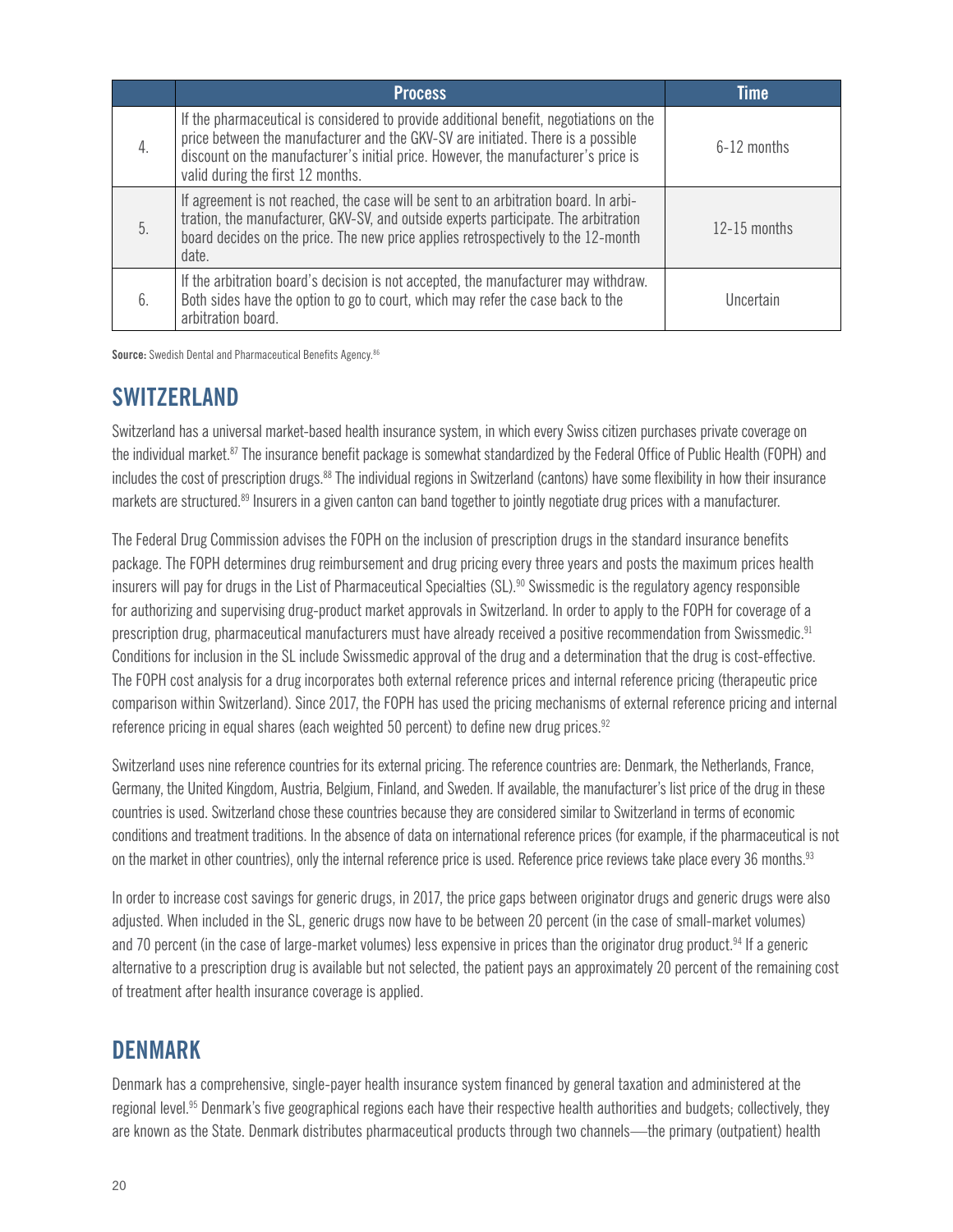| | Process | Time |
|---|---|---|
| 4. | If the pharmaceutical is considered to provide additional benefit, negotiations on the price between the manufacturer and the GKV-SV are initiated. There is a possible discount on the manufacturer's initial price. However, the manufacturer's price is valid during the first 12 months. | 6-12 months |
| 5. | If agreement is not reached, the case will be sent to an arbitration board. In arbitration, the manufacturer, GKV-SV, and outside experts participate. The arbitration board decides on the price. The new price applies retrospectively to the 12-month date. | 12-15 months |
| 6. | If the arbitration board's decision is not accepted, the manufacturer may withdraw. Both sides have the option to go to court, which may refer the case back to the arbitration board. | Uncertain |

**Source:** Swedish Dental and Pharmaceutical Benefits Agency.[86]

## SWITZERLAND

Switzerland has a universal market-based health insurance system, in which every Swiss citizen purchases private coverage on the individual market.[87] The insurance benefit package is somewhat standardized by the Federal Office of Public Health (FOPH) and includes the cost of prescription drugs.[88] The individual regions in Switzerland (cantons) have some flexibility in how their insurance markets are structured.[89] Insurers in a given canton can band together to jointly negotiate drug prices with a manufacturer.

The Federal Drug Commission advises the FOPH on the inclusion of prescription drugs in the standard insurance benefits package. The FOPH determines drug reimbursement and drug pricing every three years and posts the maximum prices health insurers will pay for drugs in the List of Pharmaceutical Specialties (SL).[90] Swissmedic is the regulatory agency responsible for authorizing and supervising drug-product market approvals in Switzerland. In order to apply to the FOPH for coverage of a prescription drug, pharmaceutical manufacturers must have already received a positive recommendation from Swissmedic.[91] Conditions for inclusion in the SL include Swissmedic approval of the drug and a determination that the drug is cost-effective. The FOPH cost analysis for a drug incorporates both external reference prices and internal reference pricing (therapeutic price comparison within Switzerland). Since 2017, the FOPH has used the pricing mechanisms of external reference pricing and internal reference pricing in equal shares (each weighted 50 percent) to define new drug prices.[92]

Switzerland uses nine reference countries for its external pricing. The reference countries are: Denmark, the Netherlands, France, Germany, the United Kingdom, Austria, Belgium, Finland, and Sweden. If available, the manufacturer's list price of the drug in these countries is used. Switzerland chose these countries because they are considered similar to Switzerland in terms of economic conditions and treatment traditions. In the absence of data on international reference prices (for example, if the pharmaceutical is not on the market in other countries), only the internal reference price is used. Reference price reviews take place every 36 months.[93]

In order to increase cost savings for generic drugs, in 2017, the price gaps between originator drugs and generic drugs were also adjusted. When included in the SL, generic drugs now have to be between 20 percent (in the case of small-market volumes) and 70 percent (in the case of large-market volumes) less expensive in prices than the originator drug product.[94] If a generic alternative to a prescription drug is available but not selected, the patient pays an approximately 20 percent of the remaining cost of treatment after health insurance coverage is applied.

## DENMARK

Denmark has a comprehensive, single-payer health insurance system financed by general taxation and administered at the regional level.[95] Denmark's five geographical regions each have their respective health authorities and budgets; collectively, they are known as the State. Denmark distributes pharmaceutical products through two channels—the primary (outpatient) health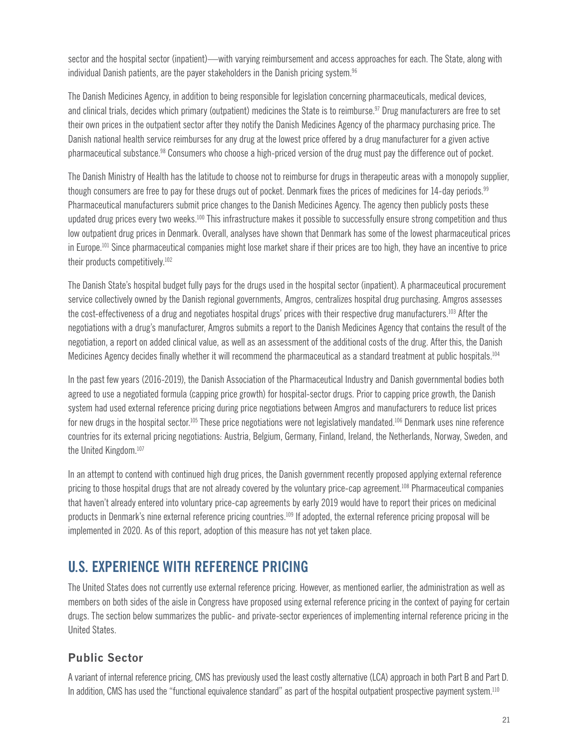sector and the hospital sector (inpatient)—with varying reimbursement and access approaches for each. The State, along with individual Danish patients, are the payer stakeholders in the Danish pricing system.[96]

The Danish Medicines Agency, in addition to being responsible for legislation concerning pharmaceuticals, medical devices, and clinical trials, decides which primary (outpatient) medicines the State is to reimburse.[97] Drug manufacturers are free to set their own prices in the outpatient sector after they notify the Danish Medicines Agency of the pharmacy purchasing price. The Danish national health service reimburses for any drug at the lowest price offered by a drug manufacturer for a given active pharmaceutical substance.[98] Consumers who choose a high-priced version of the drug must pay the difference out of pocket.

The Danish Ministry of Health has the latitude to choose not to reimburse for drugs in therapeutic areas with a monopoly supplier, though consumers are free to pay for these drugs out of pocket. Denmark fixes the prices of medicines for 14-day periods.[99] Pharmaceutical manufacturers submit price changes to the Danish Medicines Agency. The agency then publicly posts these updated drug prices every two weeks.[100] This infrastructure makes it possible to successfully ensure strong competition and thus low outpatient drug prices in Denmark. Overall, analyses have shown that Denmark has some of the lowest pharmaceutical prices in Europe.[101] Since pharmaceutical companies might lose market share if their prices are too high, they have an incentive to price their products competitively.[102]

The Danish State's hospital budget fully pays for the drugs used in the hospital sector (inpatient). A pharmaceutical procurement service collectively owned by the Danish regional governments, Amgros, centralizes hospital drug purchasing. Amgros assesses the cost-effectiveness of a drug and negotiates hospital drugs' prices with their respective drug manufacturers.[103] After the negotiations with a drug's manufacturer, Amgros submits a report to the Danish Medicines Agency that contains the result of the negotiation, a report on added clinical value, as well as an assessment of the additional costs of the drug. After this, the Danish Medicines Agency decides finally whether it will recommend the pharmaceutical as a standard treatment at public hospitals.[104]

In the past few years (2016-2019), the Danish Association of the Pharmaceutical Industry and Danish governmental bodies both agreed to use a negotiated formula (capping price growth) for hospital-sector drugs. Prior to capping price growth, the Danish system had used external reference pricing during price negotiations between Amgros and manufacturers to reduce list prices for new drugs in the hospital sector.[105] These price negotiations were not legislatively mandated.[106] Denmark uses nine reference countries for its external pricing negotiations: Austria, Belgium, Germany, Finland, Ireland, the Netherlands, Norway, Sweden, and the United Kingdom.[107]

In an attempt to contend with continued high drug prices, the Danish government recently proposed applying external reference pricing to those hospital drugs that are not already covered by the voluntary price-cap agreement.[108] Pharmaceutical companies that haven't already entered into voluntary price-cap agreements by early 2019 would have to report their prices on medicinal products in Denmark's nine external reference pricing countries.[109] If adopted, the external reference pricing proposal will be implemented in 2020. As of this report, adoption of this measure has not yet taken place.

## U.S. EXPERIENCE WITH REFERENCE PRICING

The United States does not currently use external reference pricing. However, as mentioned earlier, the administration as well as members on both sides of the aisle in Congress have proposed using external reference pricing in the context of paying for certain drugs. The section below summarizes the public- and private-sector experiences of implementing internal reference pricing in the United States.

### Public Sector

A variant of internal reference pricing, CMS has previously used the least costly alternative (LCA) approach in both Part B and Part D. In addition, CMS has used the "functional equivalence standard" as part of the hospital outpatient prospective payment system.[110]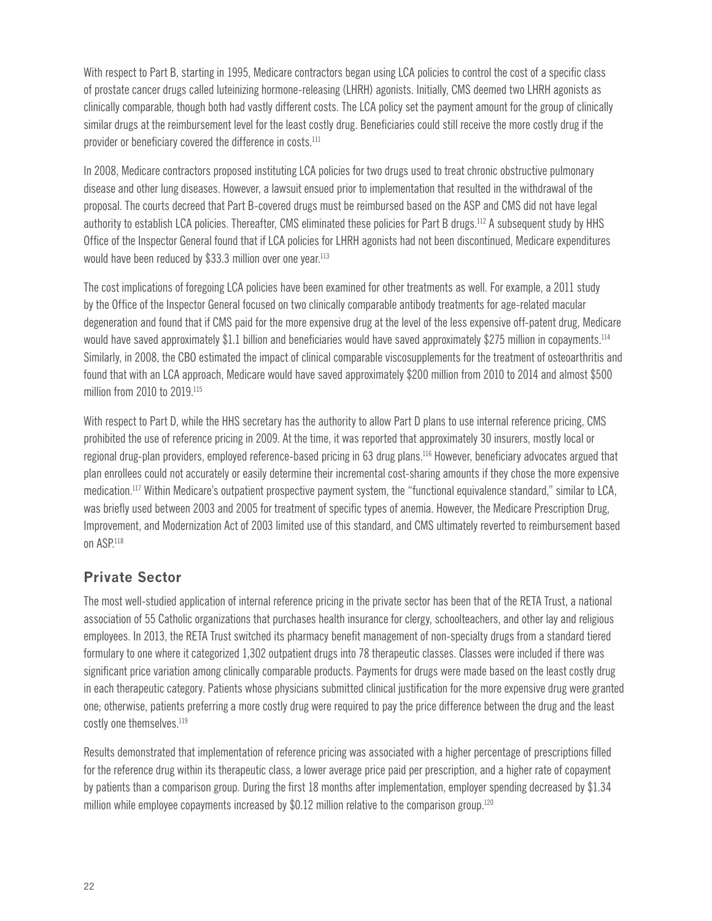With respect to Part B, starting in 1995, Medicare contractors began using LCA policies to control the cost of a specific class of prostate cancer drugs called luteinizing hormone-releasing (LHRH) agonists. Initially, CMS deemed two LHRH agonists as clinically comparable, though both had vastly different costs. The LCA policy set the payment amount for the group of clinically similar drugs at the reimbursement level for the least costly drug. Beneficiaries could still receive the more costly drug if the provider or beneficiary covered the difference in costs.[111]

In 2008, Medicare contractors proposed instituting LCA policies for two drugs used to treat chronic obstructive pulmonary disease and other lung diseases. However, a lawsuit ensued prior to implementation that resulted in the withdrawal of the proposal. The courts decreed that Part B-covered drugs must be reimbursed based on the ASP and CMS did not have legal authority to establish LCA policies. Thereafter, CMS eliminated these policies for Part B drugs.[112] A subsequent study by HHS Office of the Inspector General found that if LCA policies for LHRH agonists had not been discontinued, Medicare expenditures would have been reduced by $33.3 million over one year.[113]

The cost implications of foregoing LCA policies have been examined for other treatments as well. For example, a 2011 study by the Office of the Inspector General focused on two clinically comparable antibody treatments for age-related macular degeneration and found that if CMS paid for the more expensive drug at the level of the less expensive off-patent drug, Medicare would have saved approximately $1.1 billion and beneficiaries would have saved approximately $275 million in copayments.[114] Similarly, in 2008, the CBO estimated the impact of clinical comparable viscosupplements for the treatment of osteoarthritis and found that with an LCA approach, Medicare would have saved approximately $200 million from 2010 to 2014 and almost $500 million from 2010 to 2019.[115]

With respect to Part D, while the HHS secretary has the authority to allow Part D plans to use internal reference pricing, CMS prohibited the use of reference pricing in 2009. At the time, it was reported that approximately 30 insurers, mostly local or regional drug-plan providers, employed reference-based pricing in 63 drug plans.[116] However, beneficiary advocates argued that plan enrollees could not accurately or easily determine their incremental cost-sharing amounts if they chose the more expensive medication.[117] Within Medicare's outpatient prospective payment system, the "functional equivalence standard," similar to LCA, was briefly used between 2003 and 2005 for treatment of specific types of anemia. However, the Medicare Prescription Drug, Improvement, and Modernization Act of 2003 limited use of this standard, and CMS ultimately reverted to reimbursement based on ASP.[118]

## Private Sector

The most well-studied application of internal reference pricing in the private sector has been that of the RETA Trust, a national association of 55 Catholic organizations that purchases health insurance for clergy, schoolteachers, and other lay and religious employees. In 2013, the RETA Trust switched its pharmacy benefit management of non-specialty drugs from a standard tiered formulary to one where it categorized 1,302 outpatient drugs into 78 therapeutic classes. Classes were included if there was significant price variation among clinically comparable products. Payments for drugs were made based on the least costly drug in each therapeutic category. Patients whose physicians submitted clinical justification for the more expensive drug were granted one; otherwise, patients preferring a more costly drug were required to pay the price difference between the drug and the least costly one themselves.[119]

Results demonstrated that implementation of reference pricing was associated with a higher percentage of prescriptions filled for the reference drug within its therapeutic class, a lower average price paid per prescription, and a higher rate of copayment by patients than a comparison group. During the first 18 months after implementation, employer spending decreased by $1.34 million while employee copayments increased by $0.12 million relative to the comparison group.[120]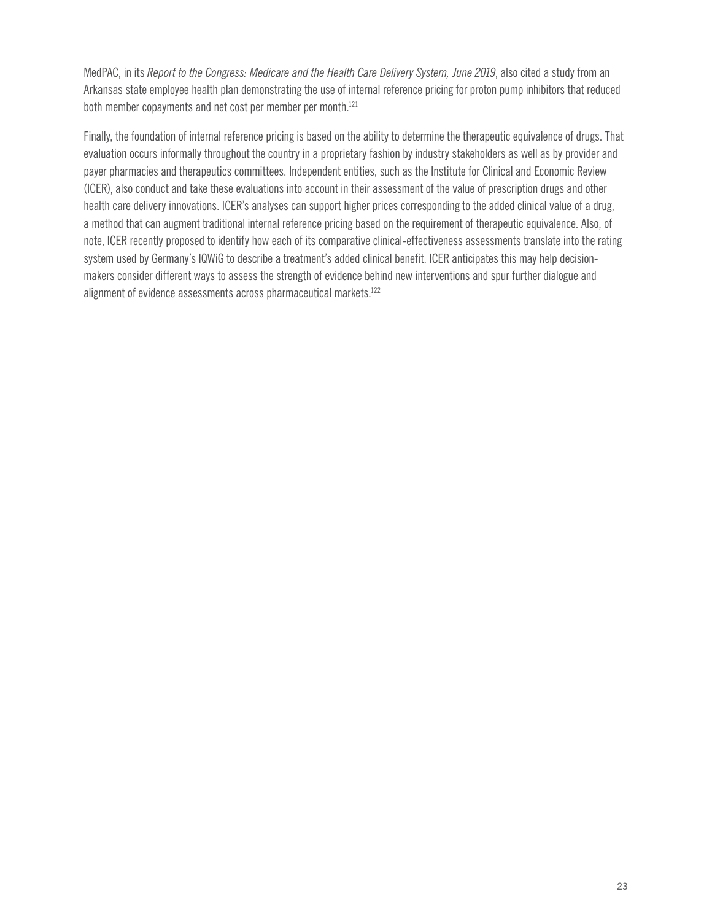MedPAC, in its *Report to the Congress: Medicare and the Health Care Delivery System, June 2019*, also cited a study from an Arkansas state employee health plan demonstrating the use of internal reference pricing for proton pump inhibitors that reduced both member copayments and net cost per member per month.[121]

Finally, the foundation of internal reference pricing is based on the ability to determine the therapeutic equivalence of drugs. That evaluation occurs informally throughout the country in a proprietary fashion by industry stakeholders as well as by provider and payer pharmacies and therapeutics committees. Independent entities, such as the Institute for Clinical and Economic Review (ICER), also conduct and take these evaluations into account in their assessment of the value of prescription drugs and other health care delivery innovations. ICER's analyses can support higher prices corresponding to the added clinical value of a drug, a method that can augment traditional internal reference pricing based on the requirement of therapeutic equivalence. Also, of note, ICER recently proposed to identify how each of its comparative clinical-effectiveness assessments translate into the rating system used by Germany's IQWiG to describe a treatment's added clinical benefit. ICER anticipates this may help decision-makers consider different ways to assess the strength of evidence behind new interventions and spur further dialogue and alignment of evidence assessments across pharmaceutical markets.[122]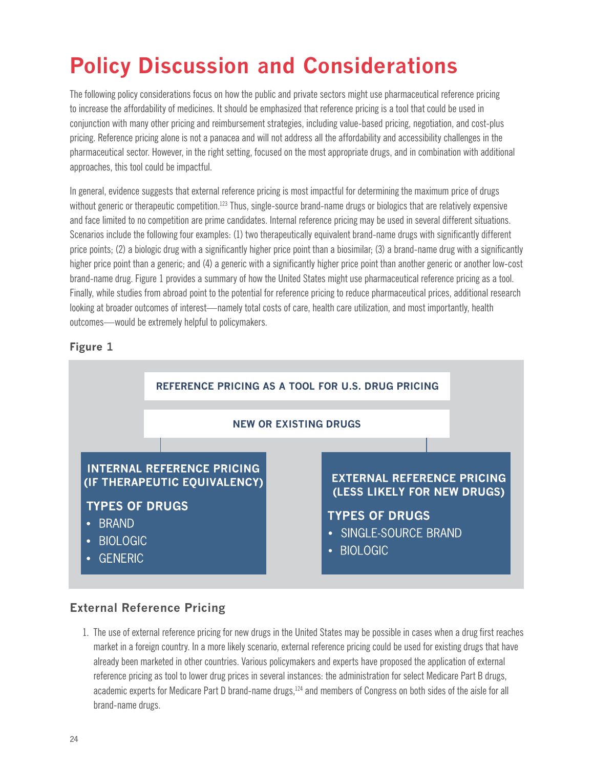# Policy Discussion and Considerations

The following policy considerations focus on how the public and private sectors might use pharmaceutical reference pricing to increase the affordability of medicines. It should be emphasized that reference pricing is a tool that could be used in conjunction with many other pricing and reimbursement strategies, including value-based pricing, negotiation, and cost-plus pricing. Reference pricing alone is not a panacea and will not address all the affordability and accessibility challenges in the pharmaceutical sector. However, in the right setting, focused on the most appropriate drugs, and in combination with additional approaches, this tool could be impactful.

In general, evidence suggests that external reference pricing is most impactful for determining the maximum price of drugs without generic or therapeutic competition.[123] Thus, single-source brand-name drugs or biologics that are relatively expensive and face limited to no competition are prime candidates. Internal reference pricing may be used in several different situations. Scenarios include the following four examples: (1) two therapeutically equivalent brand-name drugs with significantly different price points; (2) a biologic drug with a significantly higher price point than a biosimilar; (3) a brand-name drug with a significantly higher price point than a generic; and (4) a generic with a significantly higher price point than another generic or another low-cost brand-name drug. Figure 1 provides a summary of how the United States might use pharmaceutical reference pricing as a tool. Finally, while studies from abroad point to the potential for reference pricing to reduce pharmaceutical prices, additional research looking at broader outcomes of interest—namely total costs of care, health care utilization, and most importantly, health outcomes—would be extremely helpful to policymakers.

**Figure 1**

**REFERENCE PRICING AS A TOOL FOR U.S. DRUG PRICING**

**NEW OR EXISTING DRUGS**

**INTERNAL REFERENCE PRICING (IF THERAPEUTIC EQUIVALENCY)**

**TYPES OF DRUGS**
- BRAND
- BIOLOGIC
- GENERIC

**EXTERNAL REFERENCE PRICING (LESS LIKELY FOR NEW DRUGS)**

**TYPES OF DRUGS**
- SINGLE-SOURCE BRAND
- BIOLOGIC

## External Reference Pricing

1. The use of external reference pricing for new drugs in the United States may be possible in cases when a drug first reaches market in a foreign country. In a more likely scenario, external reference pricing could be used for existing drugs that have already been marketed in other countries. Various policymakers and experts have proposed the application of external reference pricing as tool to lower drug prices in several instances: the administration for select Medicare Part B drugs, academic experts for Medicare Part D brand-name drugs,[124] and members of Congress on both sides of the aisle for all brand-name drugs.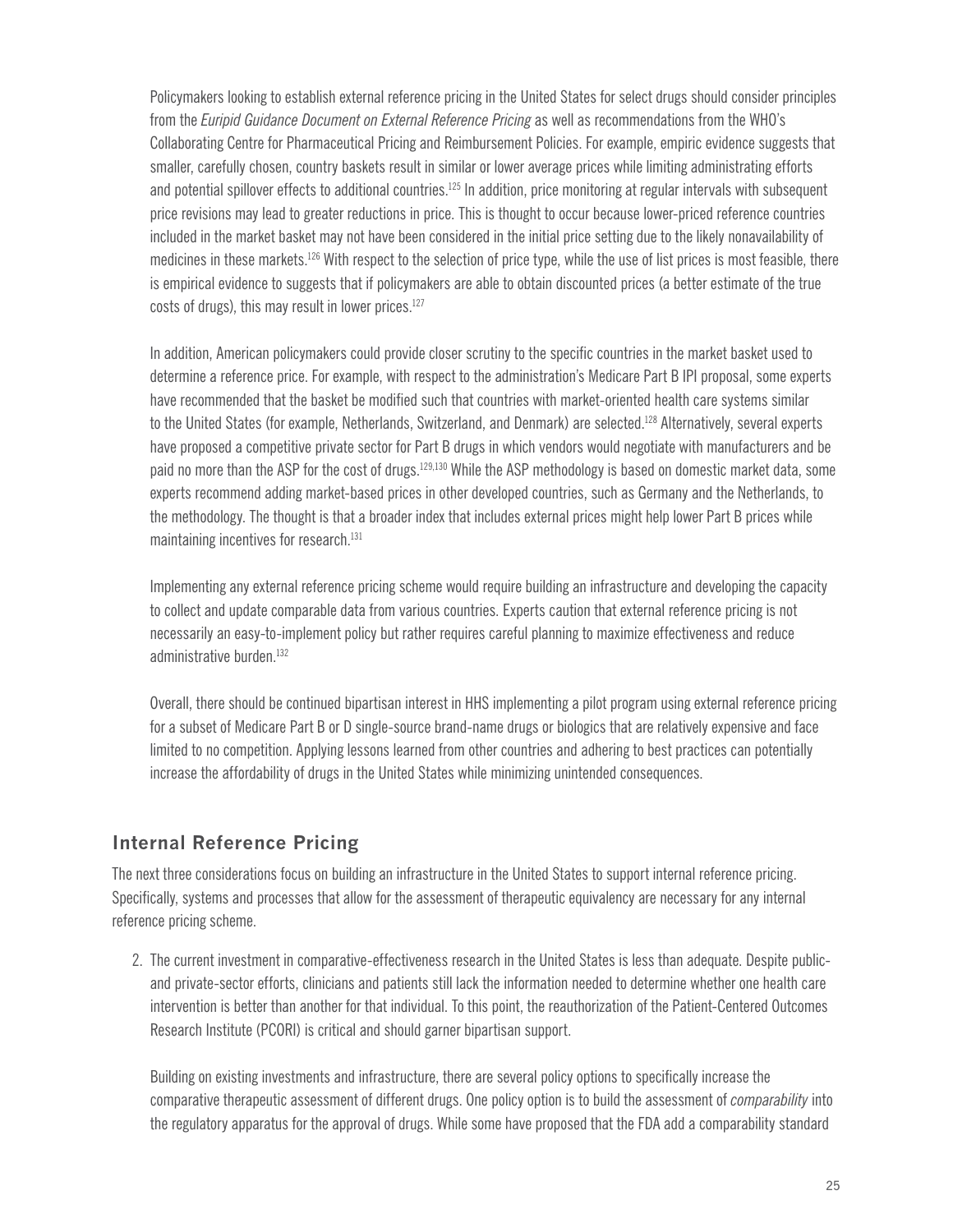Policymakers looking to establish external reference pricing in the United States for select drugs should consider principles from the *Euripid Guidance Document on External Reference Pricing* as well as recommendations from the WHO's Collaborating Centre for Pharmaceutical Pricing and Reimbursement Policies. For example, empiric evidence suggests that smaller, carefully chosen, country baskets result in similar or lower average prices while limiting administrating efforts and potential spillover effects to additional countries.[125] In addition, price monitoring at regular intervals with subsequent price revisions may lead to greater reductions in price. This is thought to occur because lower-priced reference countries included in the market basket may not have been considered in the initial price setting due to the likely nonavailability of medicines in these markets.[126] With respect to the selection of price type, while the use of list prices is most feasible, there is empirical evidence to suggests that if policymakers are able to obtain discounted prices (a better estimate of the true costs of drugs), this may result in lower prices.[127]

In addition, American policymakers could provide closer scrutiny to the specific countries in the market basket used to determine a reference price. For example, with respect to the administration's Medicare Part B IPI proposal, some experts have recommended that the basket be modified such that countries with market-oriented health care systems similar to the United States (for example, Netherlands, Switzerland, and Denmark) are selected.[128] Alternatively, several experts have proposed a competitive private sector for Part B drugs in which vendors would negotiate with manufacturers and be paid no more than the ASP for the cost of drugs.[129,130] While the ASP methodology is based on domestic market data, some experts recommend adding market-based prices in other developed countries, such as Germany and the Netherlands, to the methodology. The thought is that a broader index that includes external prices might help lower Part B prices while maintaining incentives for research.[131]

Implementing any external reference pricing scheme would require building an infrastructure and developing the capacity to collect and update comparable data from various countries. Experts caution that external reference pricing is not necessarily an easy-to-implement policy but rather requires careful planning to maximize effectiveness and reduce administrative burden.[132]

Overall, there should be continued bipartisan interest in HHS implementing a pilot program using external reference pricing for a subset of Medicare Part B or D single-source brand-name drugs or biologics that are relatively expensive and face limited to no competition. Applying lessons learned from other countries and adhering to best practices can potentially increase the affordability of drugs in the United States while minimizing unintended consequences.

## Internal Reference Pricing

The next three considerations focus on building an infrastructure in the United States to support internal reference pricing. Specifically, systems and processes that allow for the assessment of therapeutic equivalency are necessary for any internal reference pricing scheme.

2. The current investment in comparative-effectiveness research in the United States is less than adequate. Despite public- and private-sector efforts, clinicians and patients still lack the information needed to determine whether one health care intervention is better than another for that individual. To this point, the reauthorization of the Patient-Centered Outcomes Research Institute (PCORI) is critical and should garner bipartisan support.

   Building on existing investments and infrastructure, there are several policy options to specifically increase the comparative therapeutic assessment of different drugs. One policy option is to build the assessment of *comparability* into the regulatory apparatus for the approval of drugs. While some have proposed that the FDA add a comparability standard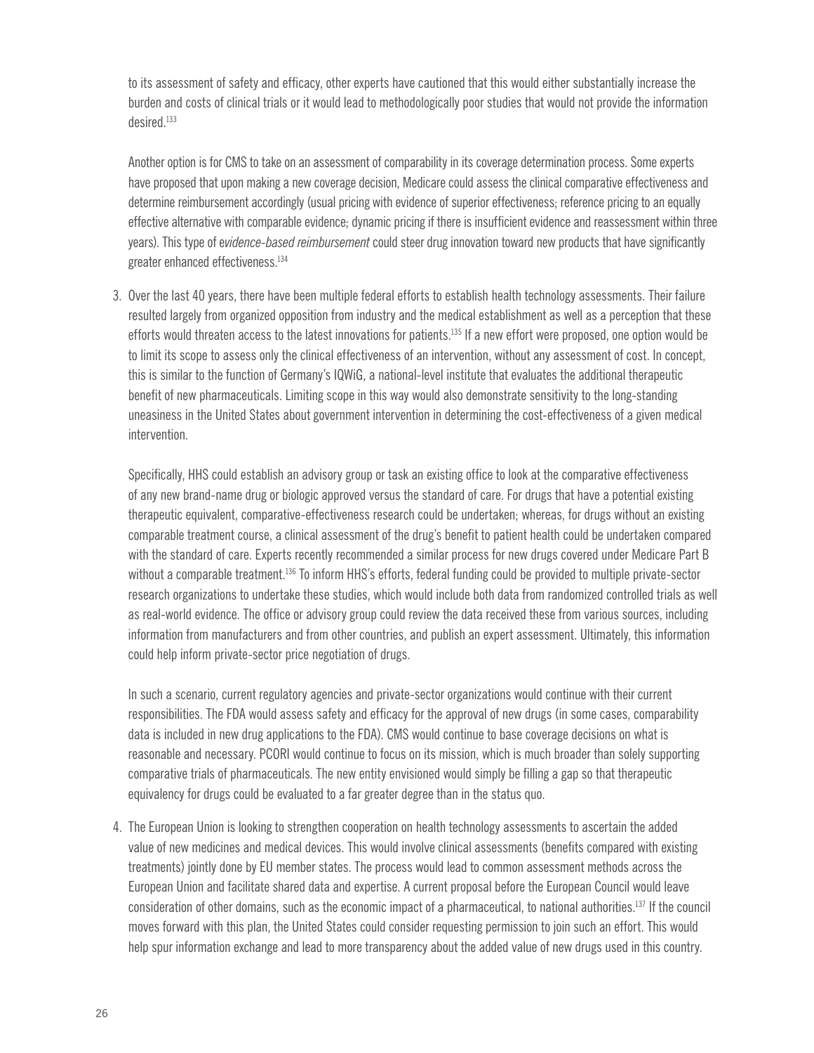to its assessment of safety and efficacy, other experts have cautioned that this would either substantially increase the burden and costs of clinical trials or it would lead to methodologically poor studies that would not provide the information desired.[133]

Another option is for CMS to take on an assessment of comparability in its coverage determination process. Some experts have proposed that upon making a new coverage decision, Medicare could assess the clinical comparative effectiveness and determine reimbursement accordingly (usual pricing with evidence of superior effectiveness; reference pricing to an equally effective alternative with comparable evidence; dynamic pricing if there is insufficient evidence and reassessment within three years). This type of e*vidence-based reimbursement* could steer drug innovation toward new products that have significantly greater enhanced effectiveness.[134]

3. Over the last 40 years, there have been multiple federal efforts to establish health technology assessments. Their failure resulted largely from organized opposition from industry and the medical establishment as well as a perception that these efforts would threaten access to the latest innovations for patients.[135] If a new effort were proposed, one option would be to limit its scope to assess only the clinical effectiveness of an intervention, without any assessment of cost. In concept, this is similar to the function of Germany's IQWiG, a national-level institute that evaluates the additional therapeutic benefit of new pharmaceuticals. Limiting scope in this way would also demonstrate sensitivity to the long-standing uneasiness in the United States about government intervention in determining the cost-effectiveness of a given medical intervention.

   Specifically, HHS could establish an advisory group or task an existing office to look at the comparative effectiveness of any new brand-name drug or biologic approved versus the standard of care. For drugs that have a potential existing therapeutic equivalent, comparative-effectiveness research could be undertaken; whereas, for drugs without an existing comparable treatment course, a clinical assessment of the drug's benefit to patient health could be undertaken compared with the standard of care. Experts recently recommended a similar process for new drugs covered under Medicare Part B without a comparable treatment.[136] To inform HHS's efforts, federal funding could be provided to multiple private-sector research organizations to undertake these studies, which would include both data from randomized controlled trials as well as real-world evidence. The office or advisory group could review the data received these from various sources, including information from manufacturers and from other countries, and publish an expert assessment. Ultimately, this information could help inform private-sector price negotiation of drugs.

   In such a scenario, current regulatory agencies and private-sector organizations would continue with their current responsibilities. The FDA would assess safety and efficacy for the approval of new drugs (in some cases, comparability data is included in new drug applications to the FDA). CMS would continue to base coverage decisions on what is reasonable and necessary. PCORI would continue to focus on its mission, which is much broader than solely supporting comparative trials of pharmaceuticals. The new entity envisioned would simply be filling a gap so that therapeutic equivalency for drugs could be evaluated to a far greater degree than in the status quo.

4. The European Union is looking to strengthen cooperation on health technology assessments to ascertain the added value of new medicines and medical devices. This would involve clinical assessments (benefits compared with existing treatments) jointly done by EU member states. The process would lead to common assessment methods across the European Union and facilitate shared data and expertise. A current proposal before the European Council would leave consideration of other domains, such as the economic impact of a pharmaceutical, to national authorities.[137] If the council moves forward with this plan, the United States could consider requesting permission to join such an effort. This would help spur information exchange and lead to more transparency about the added value of new drugs used in this country.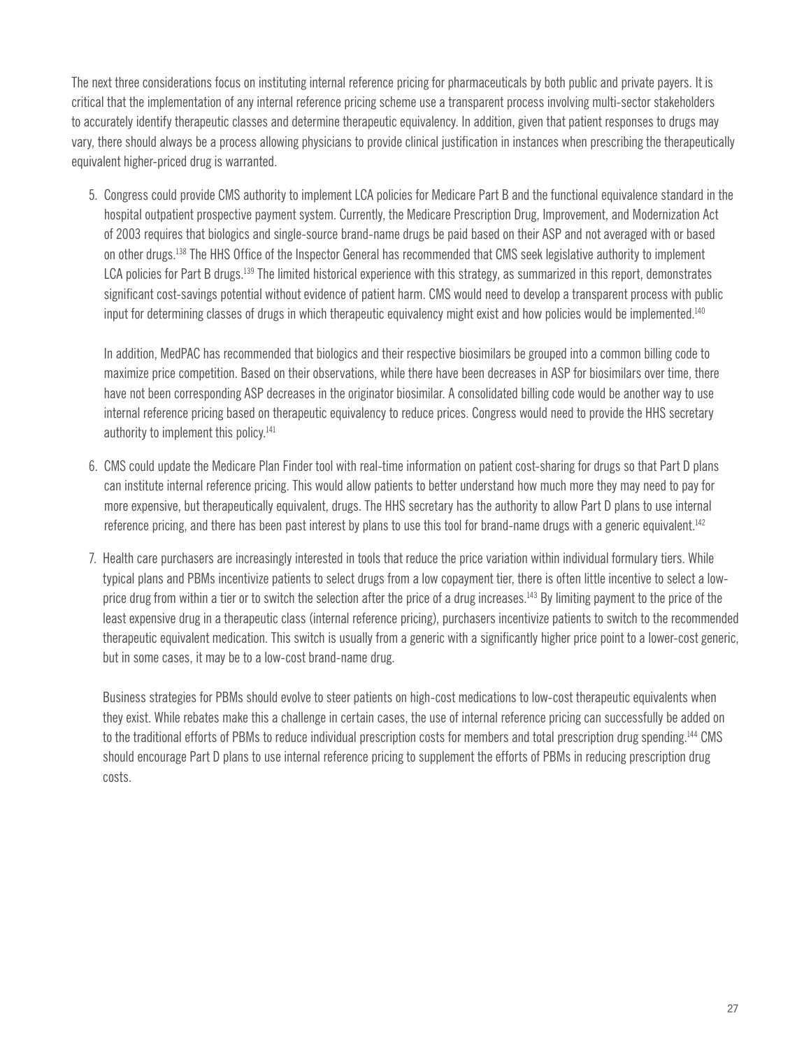The next three considerations focus on instituting internal reference pricing for pharmaceuticals by both public and private payers. It is critical that the implementation of any internal reference pricing scheme use a transparent process involving multi-sector stakeholders to accurately identify therapeutic classes and determine therapeutic equivalency. In addition, given that patient responses to drugs may vary, there should always be a process allowing physicians to provide clinical justification in instances when prescribing the therapeutically equivalent higher-priced drug is warranted.

5. Congress could provide CMS authority to implement LCA policies for Medicare Part B and the functional equivalence standard in the hospital outpatient prospective payment system. Currently, the Medicare Prescription Drug, Improvement, and Modernization Act of 2003 requires that biologics and single-source brand-name drugs be paid based on their ASP and not averaged with or based on other drugs.[138] The HHS Office of the Inspector General has recommended that CMS seek legislative authority to implement LCA policies for Part B drugs.[139] The limited historical experience with this strategy, as summarized in this report, demonstrates significant cost-savings potential without evidence of patient harm. CMS would need to develop a transparent process with public input for determining classes of drugs in which therapeutic equivalency might exist and how policies would be implemented.[140]

   In addition, MedPAC has recommended that biologics and their respective biosimilars be grouped into a common billing code to maximize price competition. Based on their observations, while there have been decreases in ASP for biosimilars over time, there have not been corresponding ASP decreases in the originator biosimilar. A consolidated billing code would be another way to use internal reference pricing based on therapeutic equivalency to reduce prices. Congress would need to provide the HHS secretary authority to implement this policy.[141]

6. CMS could update the Medicare Plan Finder tool with real-time information on patient cost-sharing for drugs so that Part D plans can institute internal reference pricing. This would allow patients to better understand how much more they may need to pay for more expensive, but therapeutically equivalent, drugs. The HHS secretary has the authority to allow Part D plans to use internal reference pricing, and there has been past interest by plans to use this tool for brand-name drugs with a generic equivalent.[142]

7. Health care purchasers are increasingly interested in tools that reduce the price variation within individual formulary tiers. While typical plans and PBMs incentivize patients to select drugs from a low copayment tier, there is often little incentive to select a low-price drug from within a tier or to switch the selection after the price of a drug increases.[143] By limiting payment to the price of the least expensive drug in a therapeutic class (internal reference pricing), purchasers incentivize patients to switch to the recommended therapeutic equivalent medication. This switch is usually from a generic with a significantly higher price point to a lower-cost generic, but in some cases, it may be to a low-cost brand-name drug.

   Business strategies for PBMs should evolve to steer patients on high-cost medications to low-cost therapeutic equivalents when they exist. While rebates make this a challenge in certain cases, the use of internal reference pricing can successfully be added on to the traditional efforts of PBMs to reduce individual prescription costs for members and total prescription drug spending.[144] CMS should encourage Part D plans to use internal reference pricing to supplement the efforts of PBMs in reducing prescription drug costs.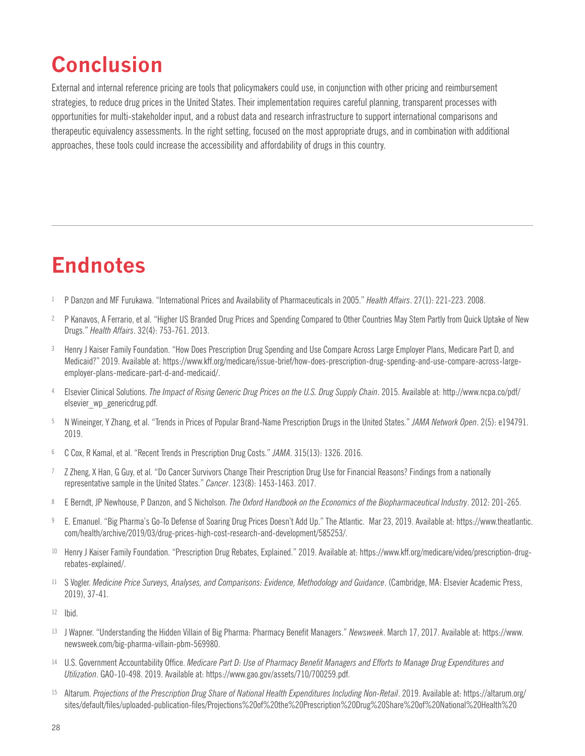# Conclusion

External and internal reference pricing are tools that policymakers could use, in conjunction with other pricing and reimbursement strategies, to reduce drug prices in the United States. Their implementation requires careful planning, transparent processes with opportunities for multi-stakeholder input, and a robust data and research infrastructure to support international comparisons and therapeutic equivalency assessments. In the right setting, focused on the most appropriate drugs, and in combination with additional approaches, these tools could increase the accessibility and affordability of drugs in this country.

# Endnotes

1. P Danzon and MF Furukawa. "International Prices and Availability of Pharmaceuticals in 2005." *Health Affairs*. 27(1): 221-223. 2008.
2. P Kanavos, A Ferrario, et al. "Higher US Branded Drug Prices and Spending Compared to Other Countries May Stem Partly from Quick Uptake of New Drugs." *Health Affairs*. 32(4): 753-761. 2013.
3. Henry J Kaiser Family Foundation. "How Does Prescription Drug Spending and Use Compare Across Large Employer Plans, Medicare Part D, and Medicaid?" 2019. Available at: https://www.kff.org/medicare/issue-brief/how-does-prescription-drug-spending-and-use-compare-across-large-employer-plans-medicare-part-d-and-medicaid/.
4. Elsevier Clinical Solutions. *The Impact of Rising Generic Drug Prices on the U.S. Drug Supply Chain*. 2015. Available at: http://www.ncpa.co/pdf/elsevier_wp_genericdrug.pdf.
5. N Wineinger, Y Zhang, et al. "Trends in Prices of Popular Brand-Name Prescription Drugs in the United States." *JAMA Network Open*. 2(5): e194791. 2019.
6. C Cox, R Kamal, et al. "Recent Trends in Prescription Drug Costs." *JAMA*. 315(13): 1326. 2016.
7. Z Zheng, X Han, G Guy, et al. "Do Cancer Survivors Change Their Prescription Drug Use for Financial Reasons? Findings from a nationally representative sample in the United States." *Cancer*. 123(8): 1453-1463. 2017.
8. E Berndt, JP Newhouse, P Danzon, and S Nicholson. *The Oxford Handbook on the Economics of the Biopharmaceutical Industry*. 2012: 201-265.
9. E. Emanuel. "Big Pharma's Go-To Defense of Soaring Drug Prices Doesn't Add Up." The Atlantic. Mar 23, 2019. Available at: https://www.theatlantic.com/health/archive/2019/03/drug-prices-high-cost-research-and-development/585253/.
10. Henry J Kaiser Family Foundation. "Prescription Drug Rebates, Explained." 2019. Available at: https://www.kff.org/medicare/video/prescription-drug-rebates-explained/.
11. S Vogler. *Medicine Price Surveys, Analyses, and Comparisons: Evidence, Methodology and Guidance*. (Cambridge, MA: Elsevier Academic Press, 2019), 37-41.
12. Ibid.
13. J Wapner. "Understanding the Hidden Villain of Big Pharma: Pharmacy Benefit Managers." *Newsweek*. March 17, 2017. Available at: https://www.newsweek.com/big-pharma-villain-pbm-569980.
14. U.S. Government Accountability Office. *Medicare Part D: Use of Pharmacy Benefit Managers and Efforts to Manage Drug Expenditures and Utilization*. GAO-10-498. 2019. Available at: https://www.gao.gov/assets/710/700259.pdf.
15. Altarum. *Projections of the Prescription Drug Share of National Health Expenditures Including Non-Retail*. 2019. Available at: https://altarum.org/sites/default/files/uploaded-publication-files/Projections%20of%20the%20Prescription%20Drug%20Share%20of%20National%20Health%20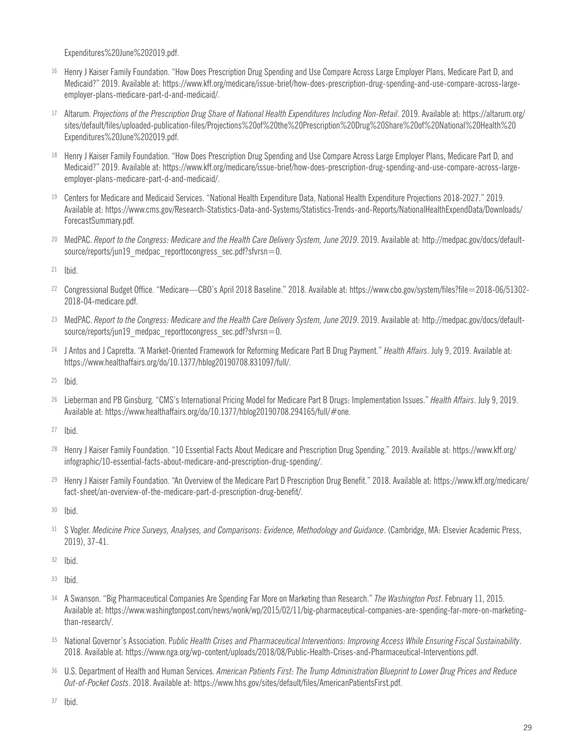Expenditures%20June%202019.pdf.

[16] Henry J Kaiser Family Foundation. "How Does Prescription Drug Spending and Use Compare Across Large Employer Plans, Medicare Part D, and Medicaid?" 2019. Available at: https://www.kff.org/medicare/issue-brief/how-does-prescription-drug-spending-and-use-compare-across-large-employer-plans-medicare-part-d-and-medicaid/.

[17] Altarum. *Projections of the Prescription Drug Share of National Health Expenditures Including Non-Retail*. 2019. Available at: https://altarum.org/sites/default/files/uploaded-publication-files/Projections%20of%20the%20Prescription%20Drug%20Share%20of%20National%20Health%20Expenditures%20June%202019.pdf.

[18] Henry J Kaiser Family Foundation. "How Does Prescription Drug Spending and Use Compare Across Large Employer Plans, Medicare Part D, and Medicaid?" 2019. Available at: https://www.kff.org/medicare/issue-brief/how-does-prescription-drug-spending-and-use-compare-across-large-employer-plans-medicare-part-d-and-medicaid/.

[19] Centers for Medicare and Medicaid Services. "National Health Expenditure Data, National Health Expenditure Projections 2018-2027." 2019. Available at: https://www.cms.gov/Research-Statistics-Data-and-Systems/Statistics-Trends-and-Reports/NationalHealthExpendData/Downloads/ForecastSummary.pdf.

[20] MedPAC. *Report to the Congress: Medicare and the Health Care Delivery System, June 2019*. 2019. Available at: http://medpac.gov/docs/default-source/reports/jun19_medpac_reporttocongress_sec.pdf?sfvrsn=0.

[21] Ibid.

[22] Congressional Budget Office. "Medicare—CBO's April 2018 Baseline." 2018. Available at: https://www.cbo.gov/system/files?file=2018-06/51302-2018-04-medicare.pdf.

[23] MedPAC. *Report to the Congress: Medicare and the Health Care Delivery System, June 2019*. 2019. Available at: http://medpac.gov/docs/default-source/reports/jun19_medpac_reporttocongress_sec.pdf?sfvrsn=0.

[24] J Antos and J Capretta. "A Market-Oriented Framework for Reforming Medicare Part B Drug Payment." *Health Affairs*. July 9, 2019. Available at: https://www.healthaffairs.org/do/10.1377/hblog20190708.831097/full/.

[25] Ibid.

[26] Lieberman and PB Ginsburg. "CMS's International Pricing Model for Medicare Part B Drugs: Implementation Issues." *Health Affairs*. July 9, 2019. Available at: https://www.healthaffairs.org/do/10.1377/hblog20190708.294165/full/#one.

[27] Ibid.

[28] Henry J Kaiser Family Foundation. "10 Essential Facts About Medicare and Prescription Drug Spending." 2019. Available at: https://www.kff.org/infographic/10-essential-facts-about-medicare-and-prescription-drug-spending/.

[29] Henry J Kaiser Family Foundation. "An Overview of the Medicare Part D Prescription Drug Benefit." 2018. Available at: https://www.kff.org/medicare/fact-sheet/an-overview-of-the-medicare-part-d-prescription-drug-benefit/.

[30] Ibid.

[31] S Vogler. *Medicine Price Surveys, Analyses, and Comparisons: Evidence, Methodology and Guidance*. (Cambridge, MA: Elsevier Academic Press, 2019), 37-41.

[32] Ibid.

[33] Ibid.

[34] A Swanson. "Big Pharmaceutical Companies Are Spending Far More on Marketing than Research." *The Washington Post*. February 11, 2015. Available at: https://www.washingtonpost.com/news/wonk/wp/2015/02/11/big-pharmaceutical-companies-are-spending-far-more-on-marketing-than-research/.

[35] National Governor's Association. P*ublic Health Crises and Pharmaceutical Interventions: Improving Access While Ensuring Fiscal Sustainability*. 2018. Available at: https://www.nga.org/wp-content/uploads/2018/08/Public-Health-Crises-and-Pharmaceutical-Interventions.pdf.

[36] U.S. Department of Health and Human Services. *American Patients First: The Trump Administration Blueprint to Lower Drug Prices and Reduce Out-of-Pocket Costs*. 2018. Available at: https://www.hhs.gov/sites/default/files/AmericanPatientsFirst.pdf.

[37] Ibid.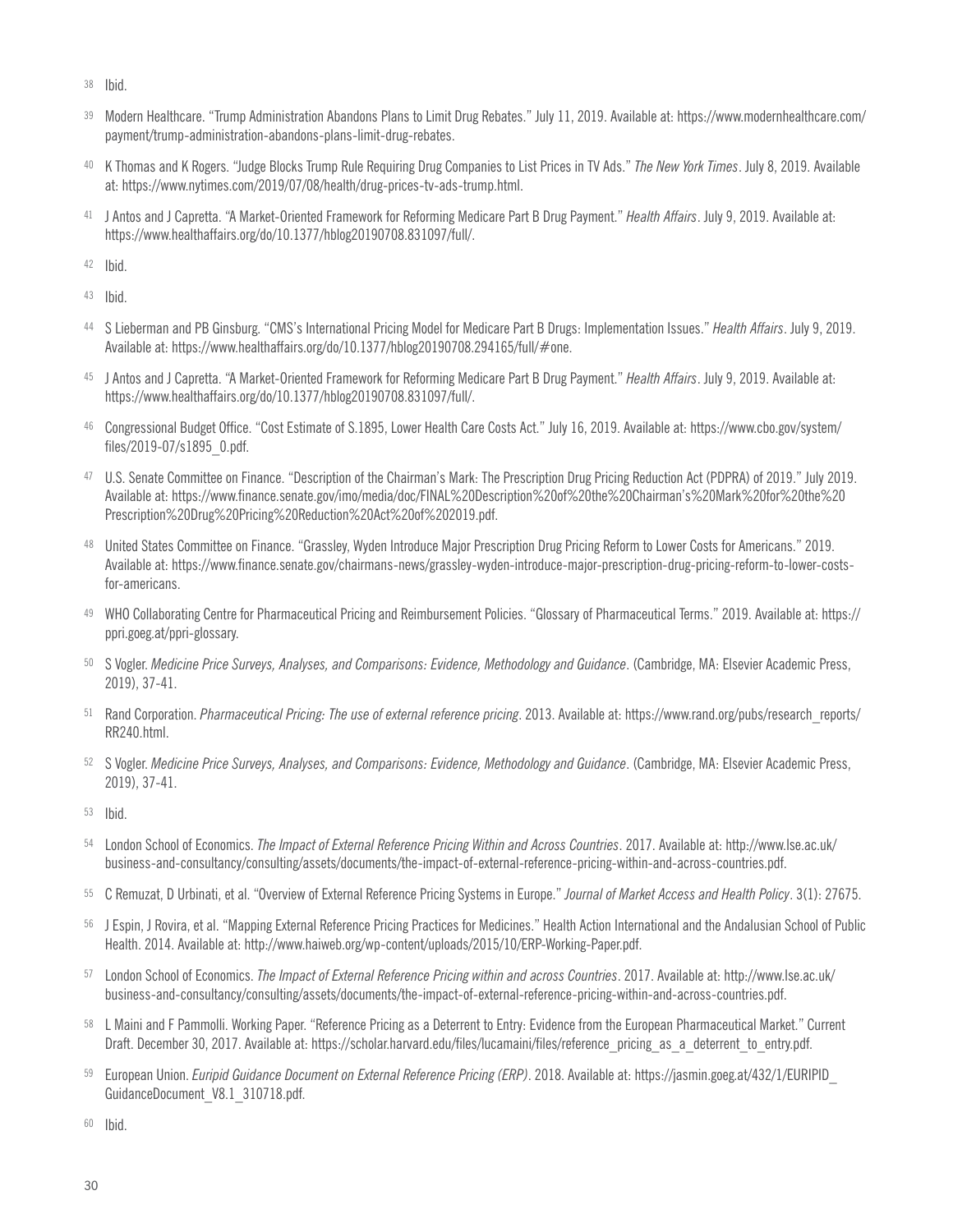38 Ibid.

39 Modern Healthcare. "Trump Administration Abandons Plans to Limit Drug Rebates." July 11, 2019. Available at: https://www.modernhealthcare.com/payment/trump-administration-abandons-plans-limit-drug-rebates.

40 K Thomas and K Rogers. "Judge Blocks Trump Rule Requiring Drug Companies to List Prices in TV Ads." *The New York Times*. July 8, 2019. Available at: https://www.nytimes.com/2019/07/08/health/drug-prices-tv-ads-trump.html.

41 J Antos and J Capretta. "A Market-Oriented Framework for Reforming Medicare Part B Drug Payment." *Health Affairs*. July 9, 2019. Available at: https://www.healthaffairs.org/do/10.1377/hblog20190708.831097/full/.

42 Ibid.

43 Ibid.

44 S Lieberman and PB Ginsburg. "CMS's International Pricing Model for Medicare Part B Drugs: Implementation Issues." *Health Affairs*. July 9, 2019. Available at: https://www.healthaffairs.org/do/10.1377/hblog20190708.294165/full/#one.

45 J Antos and J Capretta. "A Market-Oriented Framework for Reforming Medicare Part B Drug Payment." *Health Affairs*. July 9, 2019. Available at: https://www.healthaffairs.org/do/10.1377/hblog20190708.831097/full/.

46 Congressional Budget Office. "Cost Estimate of S.1895, Lower Health Care Costs Act." July 16, 2019. Available at: https://www.cbo.gov/system/files/2019-07/s1895_0.pdf.

47 U.S. Senate Committee on Finance. "Description of the Chairman's Mark: The Prescription Drug Pricing Reduction Act (PDPRA) of 2019." July 2019. Available at: https://www.finance.senate.gov/imo/media/doc/FINAL%20Description%20of%20the%20Chairman's%20Mark%20for%20the%20Prescription%20Drug%20Pricing%20Reduction%20Act%20of%202019.pdf.

48 United States Committee on Finance. "Grassley, Wyden Introduce Major Prescription Drug Pricing Reform to Lower Costs for Americans." 2019. Available at: https://www.finance.senate.gov/chairmans-news/grassley-wyden-introduce-major-prescription-drug-pricing-reform-to-lower-costs-for-americans.

49 WHO Collaborating Centre for Pharmaceutical Pricing and Reimbursement Policies. "Glossary of Pharmaceutical Terms." 2019. Available at: https://ppri.goeg.at/ppri-glossary.

50 S Vogler. *Medicine Price Surveys, Analyses, and Comparisons: Evidence, Methodology and Guidance*. (Cambridge, MA: Elsevier Academic Press, 2019), 37-41.

51 Rand Corporation. *Pharmaceutical Pricing: The use of external reference pricing*. 2013. Available at: https://www.rand.org/pubs/research_reports/RR240.html.

52 S Vogler. *Medicine Price Surveys, Analyses, and Comparisons: Evidence, Methodology and Guidance*. (Cambridge, MA: Elsevier Academic Press, 2019), 37-41.

53 Ibid.

54 London School of Economics. *The Impact of External Reference Pricing Within and Across Countries*. 2017. Available at: http://www.lse.ac.uk/business-and-consultancy/consulting/assets/documents/the-impact-of-external-reference-pricing-within-and-across-countries.pdf.

55 C Remuzat, D Urbinati, et al. "Overview of External Reference Pricing Systems in Europe." *Journal of Market Access and Health Policy*. 3(1): 27675.

56 J Espin, J Rovira, et al. "Mapping External Reference Pricing Practices for Medicines." Health Action International and the Andalusian School of Public Health. 2014. Available at: http://www.haiweb.org/wp-content/uploads/2015/10/ERP-Working-Paper.pdf.

57 London School of Economics. *The Impact of External Reference Pricing within and across Countries*. 2017. Available at: http://www.lse.ac.uk/business-and-consultancy/consulting/assets/documents/the-impact-of-external-reference-pricing-within-and-across-countries.pdf.

58 L Maini and F Pammolli. Working Paper. "Reference Pricing as a Deterrent to Entry: Evidence from the European Pharmaceutical Market." Current Draft. December 30, 2017. Available at: https://scholar.harvard.edu/files/lucamaini/files/reference_pricing_as_a_deterrent_to_entry.pdf.

59 European Union. *Euripid Guidance Document on External Reference Pricing (ERP)*. 2018. Available at: https://jasmin.goeg.at/432/1/EURIPID_GuidanceDocument_V8.1_310718.pdf.

60 Ibid.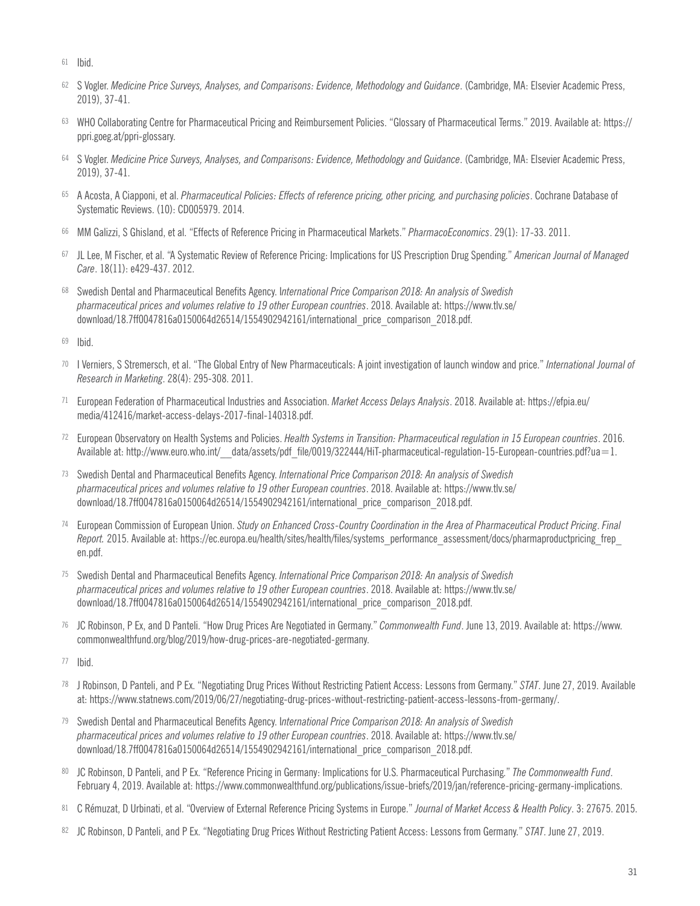61 Ibid.

62 S Vogler. *Medicine Price Surveys, Analyses, and Comparisons: Evidence, Methodology and Guidance*. (Cambridge, MA: Elsevier Academic Press, 2019), 37-41.

63 WHO Collaborating Centre for Pharmaceutical Pricing and Reimbursement Policies. "Glossary of Pharmaceutical Terms." 2019. Available at: https://ppri.goeg.at/ppri-glossary.

64 S Vogler. *Medicine Price Surveys, Analyses, and Comparisons: Evidence, Methodology and Guidance*. (Cambridge, MA: Elsevier Academic Press, 2019), 37-41.

65 A Acosta, A Ciapponi, et al. *Pharmaceutical Policies: Effects of reference pricing, other pricing, and purchasing policies*. Cochrane Database of Systematic Reviews. (10): CD005979. 2014.

66 MM Galizzi, S Ghisland, et al. "Effects of Reference Pricing in Pharmaceutical Markets." *PharmacoEconomics*. 29(1): 17-33. 2011.

67 JL Lee, M Fischer, et al. "A Systematic Review of Reference Pricing: Implications for US Prescription Drug Spending." *American Journal of Managed Care*. 18(11): e429-437. 2012.

68 Swedish Dental and Pharmaceutical Benefits Agency. I*nternational Price Comparison 2018: An analysis of Swedish pharmaceutical prices and volumes relative to 19 other European countries*. 2018. Available at: https://www.tlv.se/download/18.7ff0047816a0150064d26514/1554902942161/international_price_comparison_2018.pdf.

69 Ibid.

70 I Verniers, S Stremersch, et al. "The Global Entry of New Pharmaceuticals: A joint investigation of launch window and price." *International Journal of Research in Marketing*. 28(4): 295-308. 2011.

71 European Federation of Pharmaceutical Industries and Association. *Market Access Delays Analysis*. 2018. Available at: https://efpia.eu/media/412416/market-access-delays-2017-final-140318.pdf.

72 European Observatory on Health Systems and Policies. *Health Systems in Transition: Pharmaceutical regulation in 15 European countries*. 2016. Available at: http://www.euro.who.int/__data/assets/pdf_file/0019/322444/HiT-pharmaceutical-regulation-15-European-countries.pdf?ua=1.

73 Swedish Dental and Pharmaceutical Benefits Agency. *International Price Comparison 2018: An analysis of Swedish pharmaceutical prices and volumes relative to 19 other European countries*. 2018. Available at: https://www.tlv.se/download/18.7ff0047816a0150064d26514/1554902942161/international_price_comparison_2018.pdf.

74 European Commission of European Union. *Study on Enhanced Cross-Country Coordination in the Area of Pharmaceutical Product Pricing*. *Final Report.* 2015. Available at: https://ec.europa.eu/health/sites/health/files/systems_performance_assessment/docs/pharmaproductpricing_frep_en.pdf.

75 Swedish Dental and Pharmaceutical Benefits Agency. *International Price Comparison 2018: An analysis of Swedish pharmaceutical prices and volumes relative to 19 other European countries*. 2018. Available at: https://www.tlv.se/download/18.7ff0047816a0150064d26514/1554902942161/international_price_comparison_2018.pdf.

76 JC Robinson, P Ex, and D Panteli. "How Drug Prices Are Negotiated in Germany." *Commonwealth Fund*. June 13, 2019. Available at: https://www.commonwealthfund.org/blog/2019/how-drug-prices-are-negotiated-germany.

77 Ibid.

78 J Robinson, D Panteli, and P Ex. "Negotiating Drug Prices Without Restricting Patient Access: Lessons from Germany." *STAT*. June 27, 2019. Available at: https://www.statnews.com/2019/06/27/negotiating-drug-prices-without-restricting-patient-access-lessons-from-germany/.

79 Swedish Dental and Pharmaceutical Benefits Agency. I*nternational Price Comparison 2018: An analysis of Swedish pharmaceutical prices and volumes relative to 19 other European countries*. 2018. Available at: https://www.tlv.se/download/18.7ff0047816a0150064d26514/1554902942161/international_price_comparison_2018.pdf.

80 JC Robinson, D Panteli, and P Ex. "Reference Pricing in Germany: Implications for U.S. Pharmaceutical Purchasing." *The Commonwealth Fund*. February 4, 2019. Available at: https://www.commonwealthfund.org/publications/issue-briefs/2019/jan/reference-pricing-germany-implications.

81 C Rémuzat, D Urbinati, et al. "Overview of External Reference Pricing Systems in Europe." *Journal of Market Access & Health Policy*. 3: 27675. 2015.

82 JC Robinson, D Panteli, and P Ex. "Negotiating Drug Prices Without Restricting Patient Access: Lessons from Germany." *STAT*. June 27, 2019.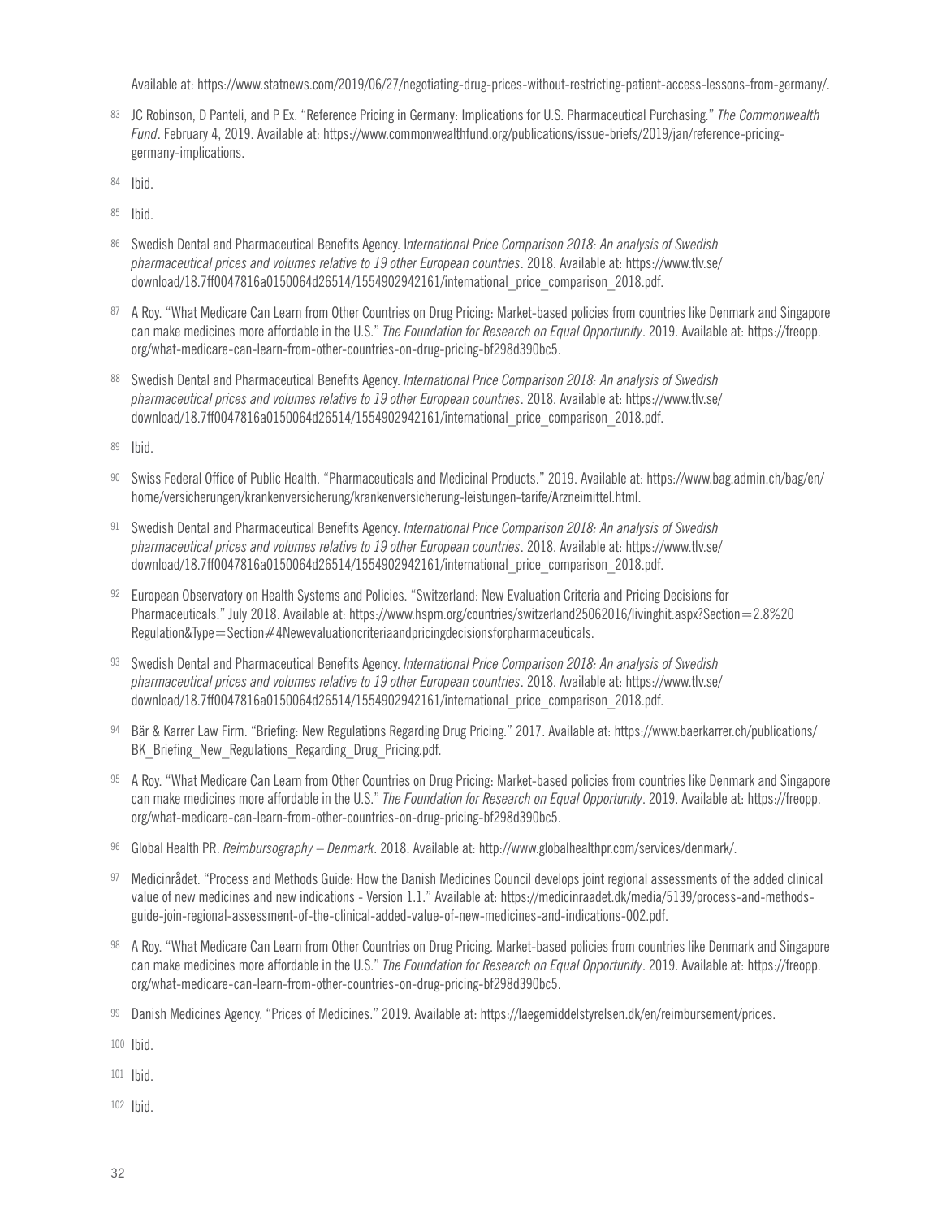Available at: https://www.statnews.com/2019/06/27/negotiating-drug-prices-without-restricting-patient-access-lessons-from-germany/.

[83] JC Robinson, D Panteli, and P Ex. "Reference Pricing in Germany: Implications for U.S. Pharmaceutical Purchasing." *The Commonwealth Fund*. February 4, 2019. Available at: https://www.commonwealthfund.org/publications/issue-briefs/2019/jan/reference-pricing-germany-implications.

[84] Ibid.

[85] Ibid.

[86] Swedish Dental and Pharmaceutical Benefits Agency. I*nternational Price Comparison 2018: An analysis of Swedish pharmaceutical prices and volumes relative to 19 other European countries*. 2018. Available at: https://www.tlv.se/download/18.7ff0047816a0150064d26514/1554902942161/international_price_comparison_2018.pdf.

[87] A Roy. "What Medicare Can Learn from Other Countries on Drug Pricing: Market-based policies from countries like Denmark and Singapore can make medicines more affordable in the U.S." *The Foundation for Research on Equal Opportunity*. 2019. Available at: https://freopp.org/what-medicare-can-learn-from-other-countries-on-drug-pricing-bf298d390bc5.

[88] Swedish Dental and Pharmaceutical Benefits Agency. *International Price Comparison 2018: An analysis of Swedish pharmaceutical prices and volumes relative to 19 other European countries*. 2018. Available at: https://www.tlv.se/download/18.7ff0047816a0150064d26514/1554902942161/international_price_comparison_2018.pdf.

[89] Ibid.

[90] Swiss Federal Office of Public Health. "Pharmaceuticals and Medicinal Products." 2019. Available at: https://www.bag.admin.ch/bag/en/home/versicherungen/krankenversicherung/krankenversicherung-leistungen-tarife/Arzneimittel.html.

[91] Swedish Dental and Pharmaceutical Benefits Agency. *International Price Comparison 2018: An analysis of Swedish pharmaceutical prices and volumes relative to 19 other European countries*. 2018. Available at: https://www.tlv.se/download/18.7ff0047816a0150064d26514/1554902942161/international_price_comparison_2018.pdf.

[92] European Observatory on Health Systems and Policies. "Switzerland: New Evaluation Criteria and Pricing Decisions for Pharmaceuticals." July 2018. Available at: https://www.hspm.org/countries/switzerland25062016/livinghit.aspx?Section=2.8%20Regulation&Type=Section#4Newevaluationcriteriaandpricingdecisionsforpharmaceuticals.

[93] Swedish Dental and Pharmaceutical Benefits Agency. *International Price Comparison 2018: An analysis of Swedish pharmaceutical prices and volumes relative to 19 other European countries*. 2018. Available at: https://www.tlv.se/download/18.7ff0047816a0150064d26514/1554902942161/international_price_comparison_2018.pdf.

[94] Bär & Karrer Law Firm. "Briefing: New Regulations Regarding Drug Pricing." 2017. Available at: https://www.baerkarrer.ch/publications/BK_Briefing_New_Regulations_Regarding_Drug_Pricing.pdf.

[95] A Roy. "What Medicare Can Learn from Other Countries on Drug Pricing: Market-based policies from countries like Denmark and Singapore can make medicines more affordable in the U.S." *The Foundation for Research on Equal Opportunity*. 2019. Available at: https://freopp.org/what-medicare-can-learn-from-other-countries-on-drug-pricing-bf298d390bc5.

[96] Global Health PR. *Reimbursography – Denmark*. 2018. Available at: http://www.globalhealthpr.com/services/denmark/.

[97] Medicinrådet. "Process and Methods Guide: How the Danish Medicines Council develops joint regional assessments of the added clinical value of new medicines and new indications - Version 1.1." Available at: https://medicinraadet.dk/media/5139/process-and-methods-guide-join-regional-assessment-of-the-clinical-added-value-of-new-medicines-and-indications-002.pdf.

[98] A Roy. "What Medicare Can Learn from Other Countries on Drug Pricing. Market-based policies from countries like Denmark and Singapore can make medicines more affordable in the U.S." *The Foundation for Research on Equal Opportunity*. 2019. Available at: https://freopp.org/what-medicare-can-learn-from-other-countries-on-drug-pricing-bf298d390bc5.

[99] Danish Medicines Agency. "Prices of Medicines." 2019. Available at: https://laegemiddelstyrelsen.dk/en/reimbursement/prices.

[100] Ibid.

[101] Ibid.

[102] Ibid.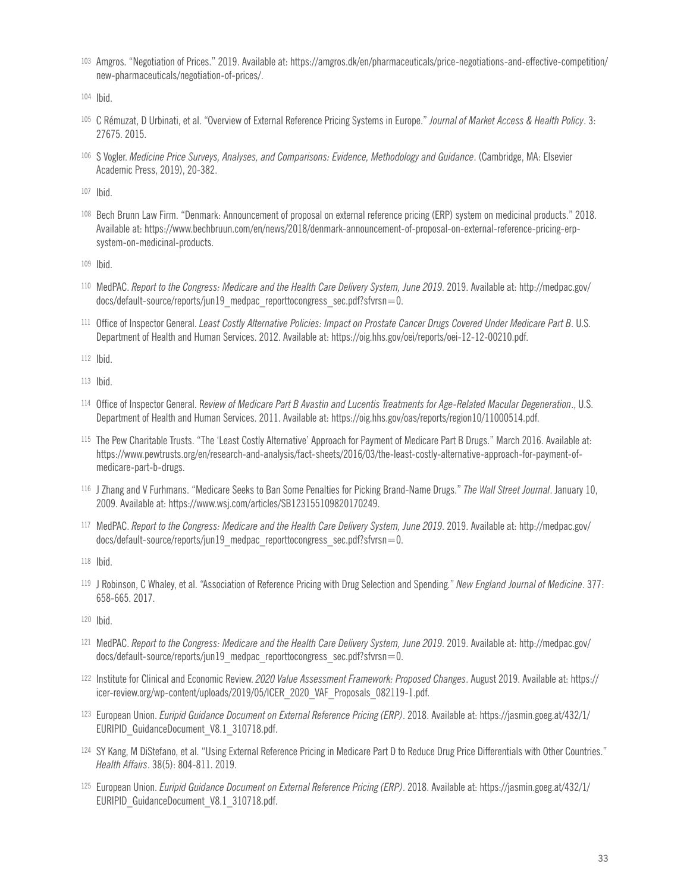[103] Amgros. "Negotiation of Prices." 2019. Available at: https://amgros.dk/en/pharmaceuticals/price-negotiations-and-effective-competition/new-pharmaceuticals/negotiation-of-prices/.

[104] Ibid.

[105] C Rémuzat, D Urbinati, et al. "Overview of External Reference Pricing Systems in Europe." *Journal of Market Access & Health Policy*. 3: 27675. 2015.

[106] S Vogler. *Medicine Price Surveys, Analyses, and Comparisons: Evidence, Methodology and Guidance*. (Cambridge, MA: Elsevier Academic Press, 2019), 20-382.

[107] Ibid.

[108] Bech Brunn Law Firm. "Denmark: Announcement of proposal on external reference pricing (ERP) system on medicinal products." 2018. Available at: https://www.bechbruun.com/en/news/2018/denmark-announcement-of-proposal-on-external-reference-pricing-erp-system-on-medicinal-products.

[109] Ibid.

[110] MedPAC. *Report to the Congress: Medicare and the Health Care Delivery System, June 2019*. 2019. Available at: http://medpac.gov/docs/default-source/reports/jun19_medpac_reporttocongress_sec.pdf?sfvrsn=0.

[111] Office of Inspector General. *Least Costly Alternative Policies: Impact on Prostate Cancer Drugs Covered Under Medicare Part B*. U.S. Department of Health and Human Services. 2012. Available at: https://oig.hhs.gov/oei/reports/oei-12-12-00210.pdf.

[112] Ibid.

[113] Ibid.

[114] Office of Inspector General. R*eview of Medicare Part B Avastin and Lucentis Treatments for Age-Related Macular Degeneration*., U.S. Department of Health and Human Services. 2011. Available at: https://oig.hhs.gov/oas/reports/region10/11000514.pdf.

[115] The Pew Charitable Trusts. "The 'Least Costly Alternative' Approach for Payment of Medicare Part B Drugs." March 2016. Available at: https://www.pewtrusts.org/en/research-and-analysis/fact-sheets/2016/03/the-least-costly-alternative-approach-for-payment-of-medicare-part-b-drugs.

[116] J Zhang and V Furhmans. "Medicare Seeks to Ban Some Penalties for Picking Brand-Name Drugs." *The Wall Street Journal*. January 10, 2009. Available at: https://www.wsj.com/articles/SB123155109820170249.

[117] MedPAC. *Report to the Congress: Medicare and the Health Care Delivery System, June 2019*. 2019. Available at: http://medpac.gov/docs/default-source/reports/jun19_medpac_reporttocongress_sec.pdf?sfvrsn=0.

[118] Ibid.

[119] J Robinson, C Whaley, et al. "Association of Reference Pricing with Drug Selection and Spending." *New England Journal of Medicine*. 377: 658-665. 2017.

[120] Ibid.

[121] MedPAC. *Report to the Congress: Medicare and the Health Care Delivery System, June 2019*. 2019. Available at: http://medpac.gov/docs/default-source/reports/jun19_medpac_reporttocongress_sec.pdf?sfvrsn=0.

[122] Institute for Clinical and Economic Review. *2020 Value Assessment Framework: Proposed Changes*. August 2019. Available at: https://icer-review.org/wp-content/uploads/2019/05/ICER_2020_VAF_Proposals_082119-1.pdf.

[123] European Union. *Euripid Guidance Document on External Reference Pricing (ERP)*. 2018. Available at: https://jasmin.goeg.at/432/1/EURIPID_GuidanceDocument_V8.1_310718.pdf.

[124] SY Kang, M DiStefano, et al. "Using External Reference Pricing in Medicare Part D to Reduce Drug Price Differentials with Other Countries." *Health Affairs*. 38(5): 804-811. 2019.

[125] European Union. *Euripid Guidance Document on External Reference Pricing (ERP)*. 2018. Available at: https://jasmin.goeg.at/432/1/EURIPID_GuidanceDocument_V8.1_310718.pdf.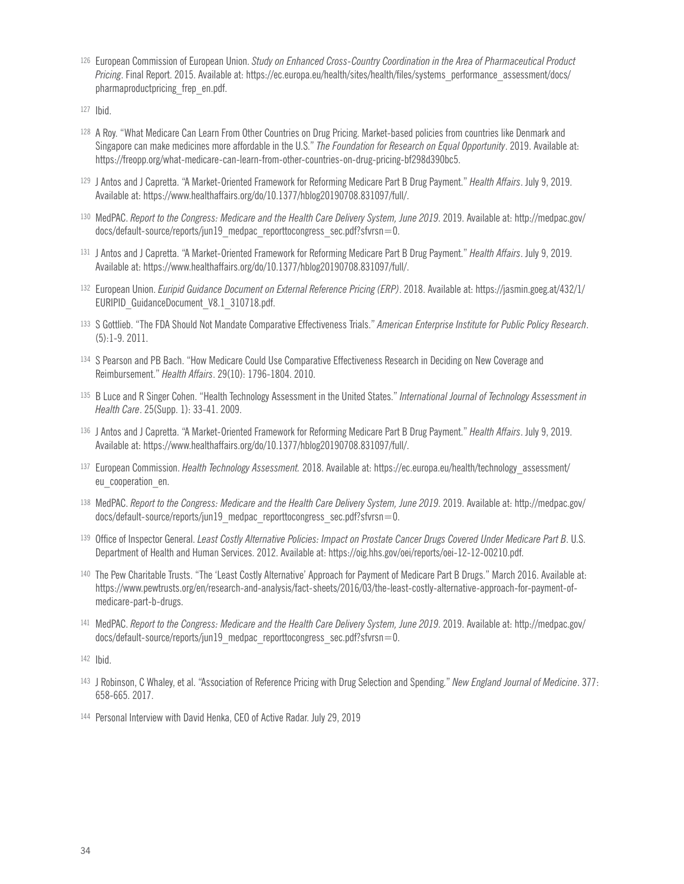126 European Commission of European Union. *Study on Enhanced Cross-Country Coordination in the Area of Pharmaceutical Product Pricing*. Final Report. 2015. Available at: https://ec.europa.eu/health/sites/health/files/systems_performance_assessment/docs/pharmaproductpricing_frep_en.pdf.

127 Ibid.

128 A Roy. "What Medicare Can Learn From Other Countries on Drug Pricing. Market-based policies from countries like Denmark and Singapore can make medicines more affordable in the U.S." *The Foundation for Research on Equal Opportunity*. 2019. Available at: https://freopp.org/what-medicare-can-learn-from-other-countries-on-drug-pricing-bf298d390bc5.

129 J Antos and J Capretta. "A Market-Oriented Framework for Reforming Medicare Part B Drug Payment." *Health Affairs*. July 9, 2019. Available at: https://www.healthaffairs.org/do/10.1377/hblog20190708.831097/full/.

130 MedPAC. *Report to the Congress: Medicare and the Health Care Delivery System, June 2019*. 2019. Available at: http://medpac.gov/docs/default-source/reports/jun19_medpac_reporttocongress_sec.pdf?sfvrsn=0.

131 J Antos and J Capretta. "A Market-Oriented Framework for Reforming Medicare Part B Drug Payment." *Health Affairs*. July 9, 2019. Available at: https://www.healthaffairs.org/do/10.1377/hblog20190708.831097/full/.

132 European Union. *Euripid Guidance Document on External Reference Pricing (ERP)*. 2018. Available at: https://jasmin.goeg.at/432/1/EURIPID_GuidanceDocument_V8.1_310718.pdf.

133 S Gottlieb. "The FDA Should Not Mandate Comparative Effectiveness Trials." *American Enterprise Institute for Public Policy Research*. (5):1-9. 2011.

134 S Pearson and PB Bach. "How Medicare Could Use Comparative Effectiveness Research in Deciding on New Coverage and Reimbursement." *Health Affairs*. 29(10): 1796-1804. 2010.

135 B Luce and R Singer Cohen. "Health Technology Assessment in the United States." *International Journal of Technology Assessment in Health Care*. 25(Supp. 1): 33-41. 2009.

136 J Antos and J Capretta. "A Market-Oriented Framework for Reforming Medicare Part B Drug Payment." *Health Affairs*. July 9, 2019. Available at: https://www.healthaffairs.org/do/10.1377/hblog20190708.831097/full/.

137 European Commission. *Health Technology Assessment.* 2018. Available at: https://ec.europa.eu/health/technology_assessment/eu_cooperation_en.

138 MedPAC. *Report to the Congress: Medicare and the Health Care Delivery System, June 2019*. 2019. Available at: http://medpac.gov/docs/default-source/reports/jun19_medpac_reporttocongress_sec.pdf?sfvrsn=0.

139 Office of Inspector General. *Least Costly Alternative Policies: Impact on Prostate Cancer Drugs Covered Under Medicare Part B*. U.S. Department of Health and Human Services. 2012. Available at: https://oig.hhs.gov/oei/reports/oei-12-12-00210.pdf.

140 The Pew Charitable Trusts. "The 'Least Costly Alternative' Approach for Payment of Medicare Part B Drugs." March 2016. Available at: https://www.pewtrusts.org/en/research-and-analysis/fact-sheets/2016/03/the-least-costly-alternative-approach-for-payment-of-medicare-part-b-drugs.

141 MedPAC. *Report to the Congress: Medicare and the Health Care Delivery System, June 2019*. 2019. Available at: http://medpac.gov/docs/default-source/reports/jun19_medpac_reporttocongress_sec.pdf?sfvrsn=0.

142 Ibid.

143 J Robinson, C Whaley, et al. "Association of Reference Pricing with Drug Selection and Spending." *New England Journal of Medicine*. 377: 658-665. 2017.

144 Personal Interview with David Henka, CEO of Active Radar. July 29, 2019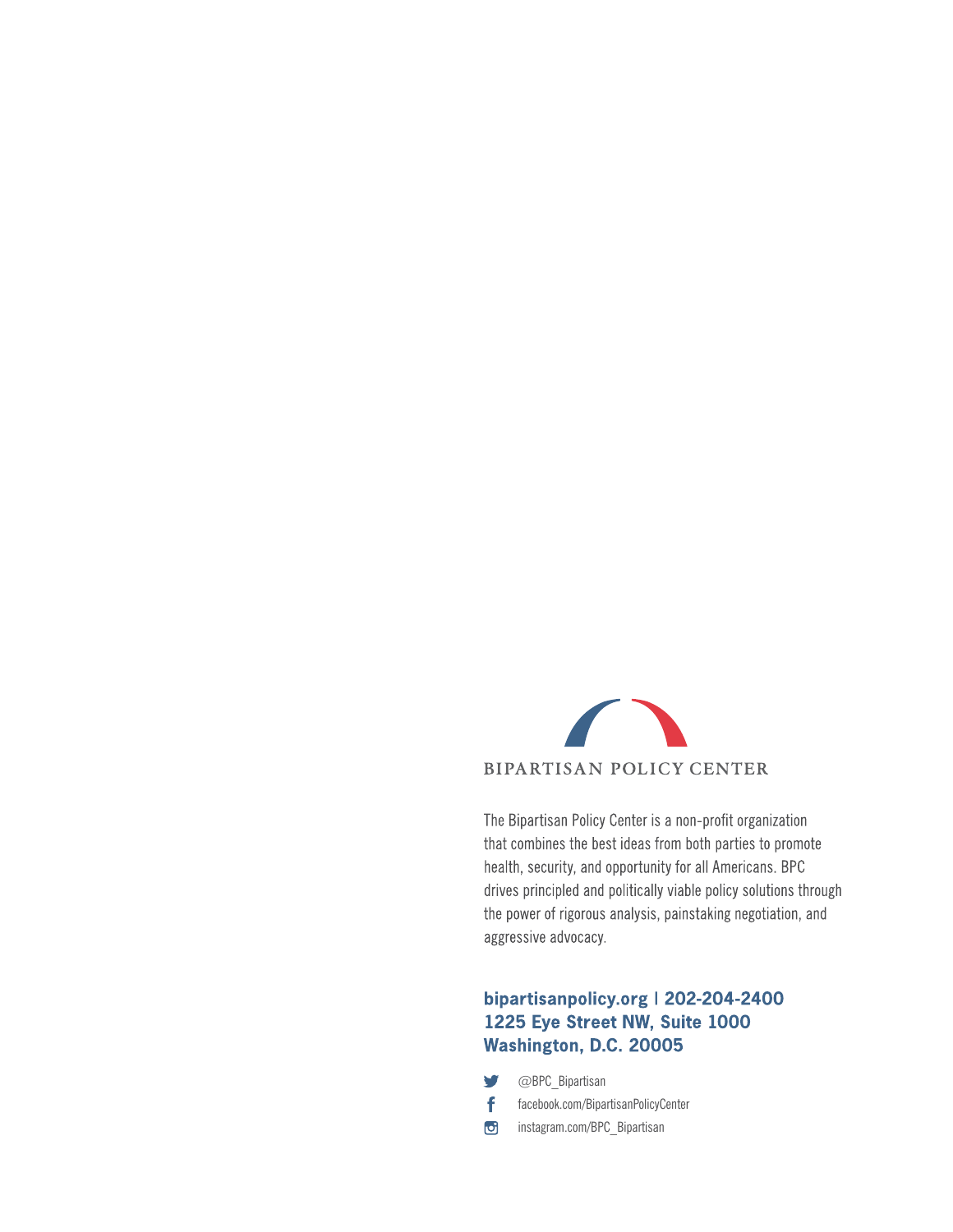BIPARTISAN POLICY CENTER

The Bipartisan Policy Center is a non-profit organization that combines the best ideas from both parties to promote health, security, and opportunity for all Americans. BPC drives principled and politically viable policy solutions through the power of rigorous analysis, painstaking negotiation, and aggressive advocacy.

**bipartisanpolicy.org | 202-204-2400**
**1225 Eye Street NW, Suite 1000**
**Washington, D.C. 20005**

@BPC_Bipartisan

facebook.com/BipartisanPolicyCenter

instagram.com/BPC_Bipartisan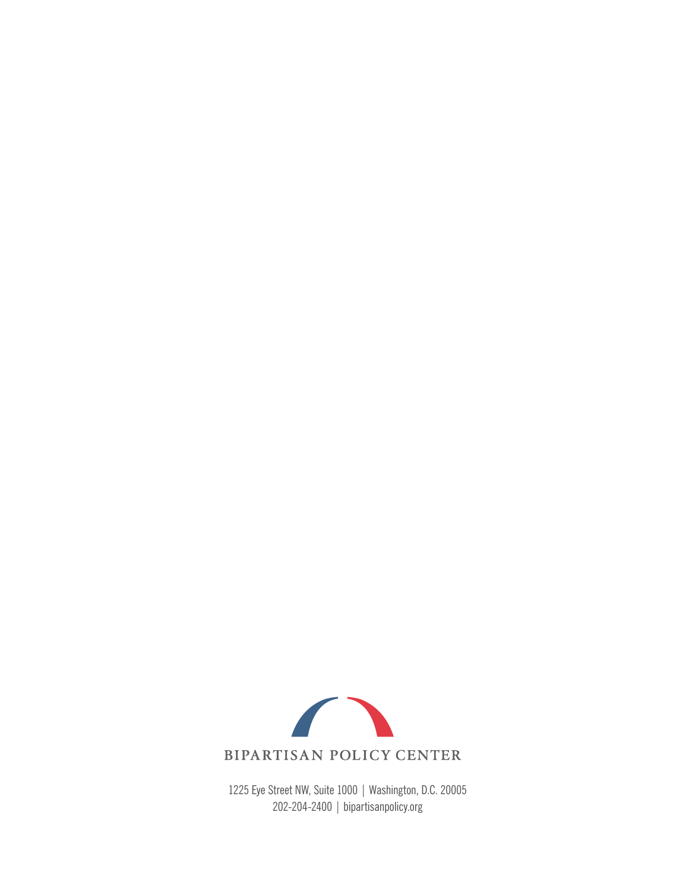BIPARTISAN POLICY CENTER

1225 Eye Street NW, Suite 1000 | Washington, D.C. 20005
202-204-2400 | bipartisanpolicy.org